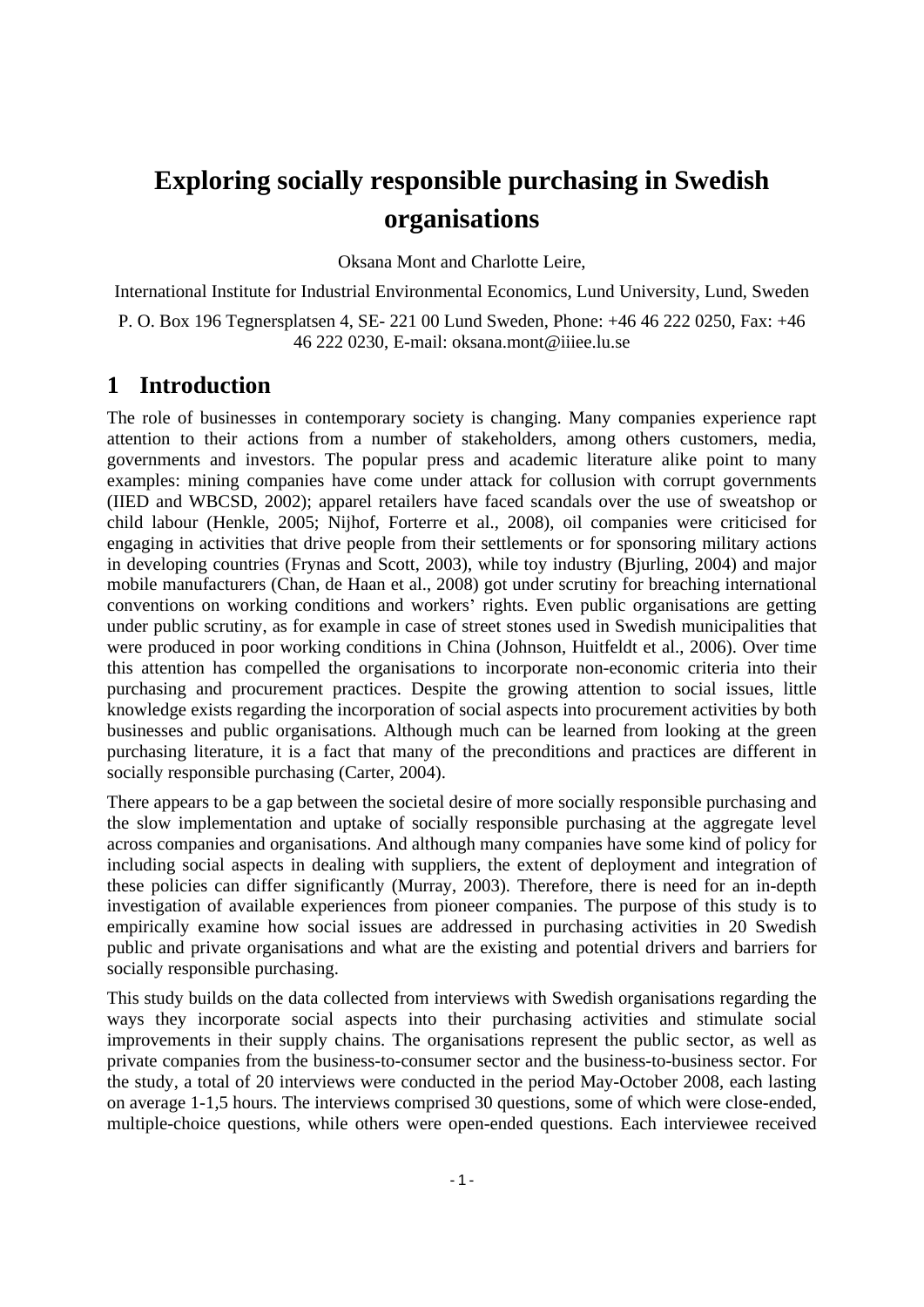# Exploring socially responsible purchasing in Swedish organisations

Oksana Mont and Charlotte Leire,

International Institute for Industrial Environmental Economics, Lund University, Lund, Sweden

P. O. Box 196 Tegnersplatsen 4, SE- 221 00 Lund Sweden, Phone: +46 46 222 0250, Fax: +46 46 222 0230, E-mail: oksana.mont@iiiee.lu.se

## 1 Introduction

The role of businesses in contemporary society is changing. Many companies experience rapt attention to their actions from a number of stakeholders, among others customers, media, governments and investors. The popular press and academic literature alike point to many examples: mining companies have come under attack for collusion with corrupt governments (IIED and WBCSD, 2002); apparel retailers have faced scandals over the use of sweatshop or child labour (Henkle, 2005; Nijhof, Forterre et al., 2008), oil companies were criticised for engaging in activities that drive people from their settlements or for sponsoring military actions in developing countries (Frynas and Scott, 2003), while toy industry (Bjurling, 2004) and major mobile manufacturers (Chan, de Haan et al., 2008) got under scrutiny for breaching international conventions on working conditions and workers' rights. Even public organisations are getting under public scrutiny, as for example in case of street stones used in Swedish municipalities that were produced in poor working conditions in China (Johnson, Huitfeldt et al., 2006). Over time this attention has compelled the organisations to incorporate non-economic criteria into their purchasing and procurement practices. Despite the growing attention to social issues, little knowledge exists regarding the incorporation of social aspects into procurement activities by both businesses and public organisations. Although much can be learned from looking at the green purchasing literature, it is a fact that many of the preconditions and practices are different in socially responsible purchasing (Carter, 2004).

There appears to be a gap between the societal desire of more socially responsible purchasing and the slow implementation and uptake of socially responsible purchasing at the aggregate level across companies and organisations. And although many companies have some kind of policy for including social aspects in dealing with suppliers, the extent of deployment and integration of these policies can differ significantly (Murray, 2003). Therefore, there is need for an in-depth investigation of available experiences from pioneer companies. The purpose of this study is to empirically examine how social issues are addressed in purchasing activities in 20 Swedish public and private organisations and what are the existing and potential drivers and barriers for socially responsible purchasing.

This study builds on the data collected from interviews with Swedish organisations regarding the ways they incorporate social aspects into their purchasing activities and stimulate social improvements in their supply chains. The organisations represent the public sector, as well as private companies from the business-to-consumer sector and the business-to-business sector. For the study, a total of 20 interviews were conducted in the period May-October 2008, each lasting on average 1-1,5 hours. The interviews comprised 30 questions, some of which were close-ended, multiple-choice questions, while others were open-ended questions. Each interviewee received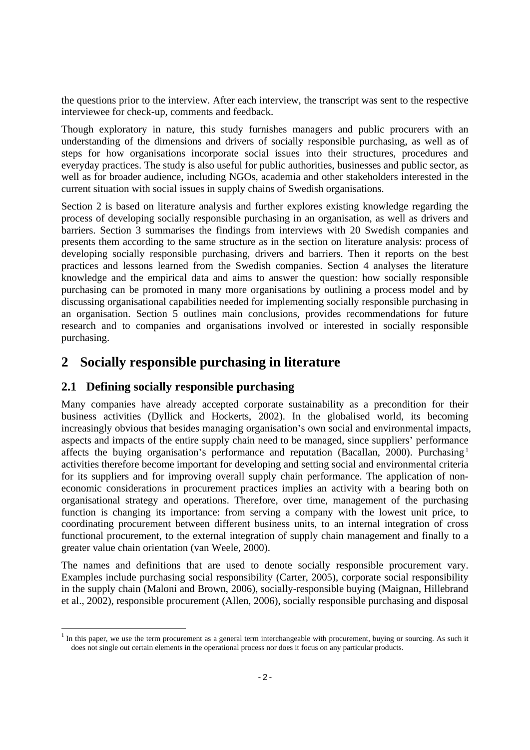the questions prior to the interview. After each interview, the transcript was sent to the respective interviewee for check-up, comments and feedback.

Though exploratory in nature, this study furnishes managers and public procurers with an understanding of the dimensions and drivers of socially responsible purchasing, as well as of steps for how organisations incorporate social issues into their structures, procedures and everyday practices. The study is also useful for public authorities, businesses and public sector, as well as for broader audience, including NGOs, academia and other stakeholders interested in the current situation with social issues in supply chains of Swedish organisations.

Section 2 is based on literature analysis and further explores existing knowledge regarding the process of developing socially responsible purchasing in an organisation, as well as drivers and barriers. Section 3 summarises the findings from interviews with 20 Swedish companies and presents them according to the same structure as in the section on literature analysis: process of developing socially responsible purchasing, drivers and barriers. Then it reports on the best practices and lessons learned from the Swedish companies. Section 4 analyses the literature knowledge and the empirical data and aims to answer the question: how socially responsible purchasing can be promoted in many more organisations by outlining a process model and by discussing organisational capabilities needed for implementing socially responsible purchasing in an organisation. Section 5 outlines main conclusions, provides recommendations for future research and to companies and organisations involved or interested in socially responsible purchasing.

# 2 Socially responsible purchasing in literature

## 2.1 Defining socially responsible purchasing

Many companies have already accepted corporate sustainability as a precondition for their business activities (Dyllick and Hockerts, 2002). In the globalised world, its becoming increasingly obvious that besides managing organisation's own social and environmental impacts, aspects and impacts of the entire supply chain need to be managed, since suppliers' performance affects the buying organisation's performance and reputation (Bacallan, 2000). Purchasing[1] activities therefore become important for developing and setting social and environmental criteria for its suppliers and for improving overall supply chain performance. The application of non-economic considerations in procurement practices implies an activity with a bearing both on organisational strategy and operations. Therefore, over time, management of the purchasing function is changing its importance: from serving a company with the lowest unit price, to coordinating procurement between different business units, to an internal integration of cross functional procurement, to the external integration of supply chain management and finally to a greater value chain orientation (van Weele, 2000).

The names and definitions that are used to denote socially responsible procurement vary. Examples include purchasing social responsibility (Carter, 2005), corporate social responsibility in the supply chain (Maloni and Brown, 2006), socially-responsible buying (Maignan, Hillebrand et al., 2002), responsible procurement (Allen, 2006), socially responsible purchasing and disposal

[1] In this paper, we use the term procurement as a general term interchangeable with procurement, buying or sourcing. As such it does not single out certain elements in the operational process nor does it focus on any particular products.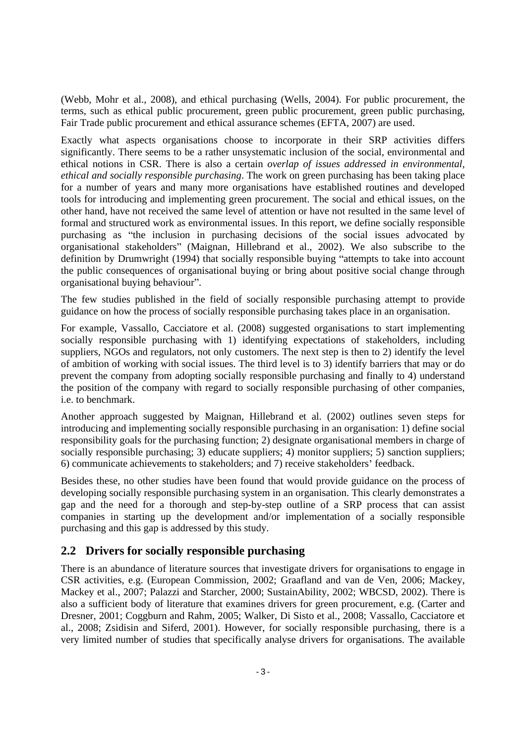(Webb, Mohr et al., 2008), and ethical purchasing (Wells, 2004). For public procurement, the terms, such as ethical public procurement, green public procurement, green public purchasing, Fair Trade public procurement and ethical assurance schemes (EFTA, 2007) are used.

Exactly what aspects organisations choose to incorporate in their SRP activities differs significantly. There seems to be a rather unsystematic inclusion of the social, environmental and ethical notions in CSR. There is also a certain *overlap of issues addressed in environmental, ethical and socially responsible purchasing*. The work on green purchasing has been taking place for a number of years and many more organisations have established routines and developed tools for introducing and implementing green procurement. The social and ethical issues, on the other hand, have not received the same level of attention or have not resulted in the same level of formal and structured work as environmental issues. In this report, we define socially responsible purchasing as "the inclusion in purchasing decisions of the social issues advocated by organisational stakeholders" (Maignan, Hillebrand et al., 2002). We also subscribe to the definition by Drumwright (1994) that socially responsible buying "attempts to take into account the public consequences of organisational buying or bring about positive social change through organisational buying behaviour".

The few studies published in the field of socially responsible purchasing attempt to provide guidance on how the process of socially responsible purchasing takes place in an organisation.

For example, Vassallo, Cacciatore et al. (2008) suggested organisations to start implementing socially responsible purchasing with 1) identifying expectations of stakeholders, including suppliers, NGOs and regulators, not only customers. The next step is then to 2) identify the level of ambition of working with social issues. The third level is to 3) identify barriers that may or do prevent the company from adopting socially responsible purchasing and finally to 4) understand the position of the company with regard to socially responsible purchasing of other companies, i.e. to benchmark.

Another approach suggested by Maignan, Hillebrand et al. (2002) outlines seven steps for introducing and implementing socially responsible purchasing in an organisation: 1) define social responsibility goals for the purchasing function; 2) designate organisational members in charge of socially responsible purchasing; 3) educate suppliers; 4) monitor suppliers; 5) sanction suppliers; 6) communicate achievements to stakeholders; and 7) receive stakeholders' feedback.

Besides these, no other studies have been found that would provide guidance on the process of developing socially responsible purchasing system in an organisation. This clearly demonstrates a gap and the need for a thorough and step-by-step outline of a SRP process that can assist companies in starting up the development and/or implementation of a socially responsible purchasing and this gap is addressed by this study.

## 2.2 Drivers for socially responsible purchasing

There is an abundance of literature sources that investigate drivers for organisations to engage in CSR activities, e.g. (European Commission, 2002; Graafland and van de Ven, 2006; Mackey, Mackey et al., 2007; Palazzi and Starcher, 2000; SustainAbility, 2002; WBCSD, 2002). There is also a sufficient body of literature that examines drivers for green procurement, e.g. (Carter and Dresner, 2001; Coggburn and Rahm, 2005; Walker, Di Sisto et al., 2008; Vassallo, Cacciatore et al., 2008; Zsidisin and Siferd, 2001). However, for socially responsible purchasing, there is a very limited number of studies that specifically analyse drivers for organisations. The available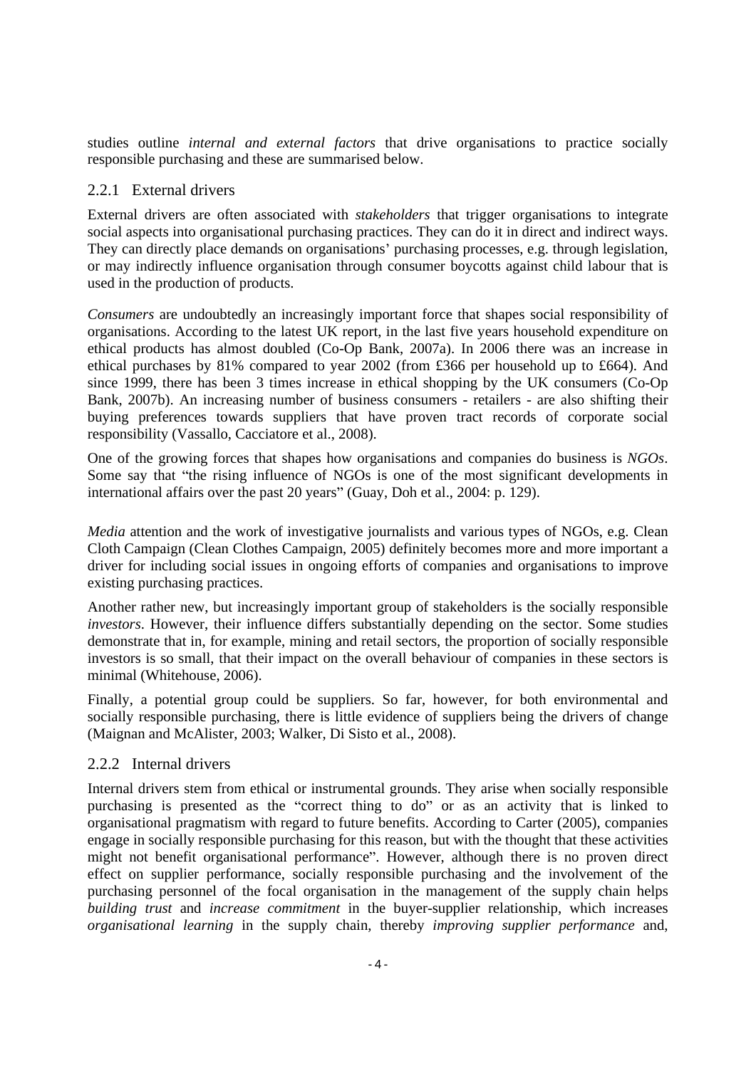studies outline *internal and external factors* that drive organisations to practice socially responsible purchasing and these are summarised below.

### 2.2.1 External drivers

External drivers are often associated with *stakeholders* that trigger organisations to integrate social aspects into organisational purchasing practices. They can do it in direct and indirect ways. They can directly place demands on organisations' purchasing processes, e.g. through legislation, or may indirectly influence organisation through consumer boycotts against child labour that is used in the production of products.

*Consumers* are undoubtedly an increasingly important force that shapes social responsibility of organisations. According to the latest UK report, in the last five years household expenditure on ethical products has almost doubled (Co-Op Bank, 2007a). In 2006 there was an increase in ethical purchases by 81% compared to year 2002 (from £366 per household up to £664). And since 1999, there has been 3 times increase in ethical shopping by the UK consumers (Co-Op Bank, 2007b). An increasing number of business consumers - retailers - are also shifting their buying preferences towards suppliers that have proven tract records of corporate social responsibility (Vassallo, Cacciatore et al., 2008).

One of the growing forces that shapes how organisations and companies do business is *NGOs*. Some say that "the rising influence of NGOs is one of the most significant developments in international affairs over the past 20 years" (Guay, Doh et al., 2004: p. 129).

*Media* attention and the work of investigative journalists and various types of NGOs, e.g. Clean Cloth Campaign (Clean Clothes Campaign, 2005) definitely becomes more and more important a driver for including social issues in ongoing efforts of companies and organisations to improve existing purchasing practices.

Another rather new, but increasingly important group of stakeholders is the socially responsible *investors*. However, their influence differs substantially depending on the sector. Some studies demonstrate that in, for example, mining and retail sectors, the proportion of socially responsible investors is so small, that their impact on the overall behaviour of companies in these sectors is minimal (Whitehouse, 2006).

Finally, a potential group could be suppliers. So far, however, for both environmental and socially responsible purchasing, there is little evidence of suppliers being the drivers of change (Maignan and McAlister, 2003; Walker, Di Sisto et al., 2008).

### 2.2.2 Internal drivers

Internal drivers stem from ethical or instrumental grounds. They arise when socially responsible purchasing is presented as the "correct thing to do" or as an activity that is linked to organisational pragmatism with regard to future benefits. According to Carter (2005), companies engage in socially responsible purchasing for this reason, but with the thought that these activities might not benefit organisational performance". However, although there is no proven direct effect on supplier performance, socially responsible purchasing and the involvement of the purchasing personnel of the focal organisation in the management of the supply chain helps *building trust* and *increase commitment* in the buyer-supplier relationship, which increases *organisational learning* in the supply chain, thereby *improving supplier performance* and,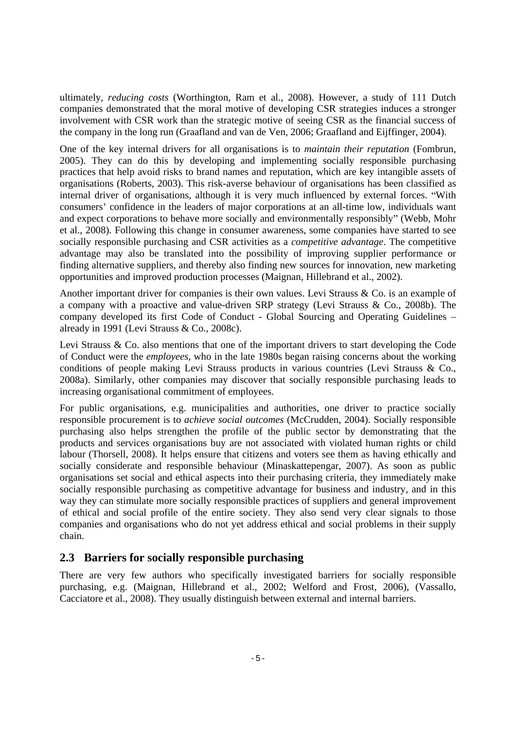ultimately, *reducing costs* (Worthington, Ram et al., 2008). However, a study of 111 Dutch companies demonstrated that the moral motive of developing CSR strategies induces a stronger involvement with CSR work than the strategic motive of seeing CSR as the financial success of the company in the long run (Graafland and van de Ven, 2006; Graafland and Eijffinger, 2004).

One of the key internal drivers for all organisations is to *maintain their reputation* (Fombrun, 2005). They can do this by developing and implementing socially responsible purchasing practices that help avoid risks to brand names and reputation, which are key intangible assets of organisations (Roberts, 2003). This risk-averse behaviour of organisations has been classified as internal driver of organisations, although it is very much influenced by external forces. "With consumers' confidence in the leaders of major corporations at an all-time low, individuals want and expect corporations to behave more socially and environmentally responsibly" (Webb, Mohr et al., 2008). Following this change in consumer awareness, some companies have started to see socially responsible purchasing and CSR activities as a *competitive advantage*. The competitive advantage may also be translated into the possibility of improving supplier performance or finding alternative suppliers, and thereby also finding new sources for innovation, new marketing opportunities and improved production processes (Maignan, Hillebrand et al., 2002).

Another important driver for companies is their own values. Levi Strauss & Co. is an example of a company with a proactive and value-driven SRP strategy (Levi Strauss & Co., 2008b). The company developed its first Code of Conduct - Global Sourcing and Operating Guidelines – already in 1991 (Levi Strauss & Co., 2008c).

Levi Strauss & Co. also mentions that one of the important drivers to start developing the Code of Conduct were the *employees*, who in the late 1980s began raising concerns about the working conditions of people making Levi Strauss products in various countries (Levi Strauss & Co., 2008a). Similarly, other companies may discover that socially responsible purchasing leads to increasing organisational commitment of employees.

For public organisations, e.g. municipalities and authorities, one driver to practice socially responsible procurement is to *achieve social outcomes* (McCrudden, 2004). Socially responsible purchasing also helps strengthen the profile of the public sector by demonstrating that the products and services organisations buy are not associated with violated human rights or child labour (Thorsell, 2008). It helps ensure that citizens and voters see them as having ethically and socially considerate and responsible behaviour (Minaskattepengar, 2007). As soon as public organisations set social and ethical aspects into their purchasing criteria, they immediately make socially responsible purchasing as competitive advantage for business and industry, and in this way they can stimulate more socially responsible practices of suppliers and general improvement of ethical and social profile of the entire society. They also send very clear signals to those companies and organisations who do not yet address ethical and social problems in their supply chain.

## 2.3 Barriers for socially responsible purchasing

There are very few authors who specifically investigated barriers for socially responsible purchasing, e.g. (Maignan, Hillebrand et al., 2002; Welford and Frost, 2006), (Vassallo, Cacciatore et al., 2008). They usually distinguish between external and internal barriers.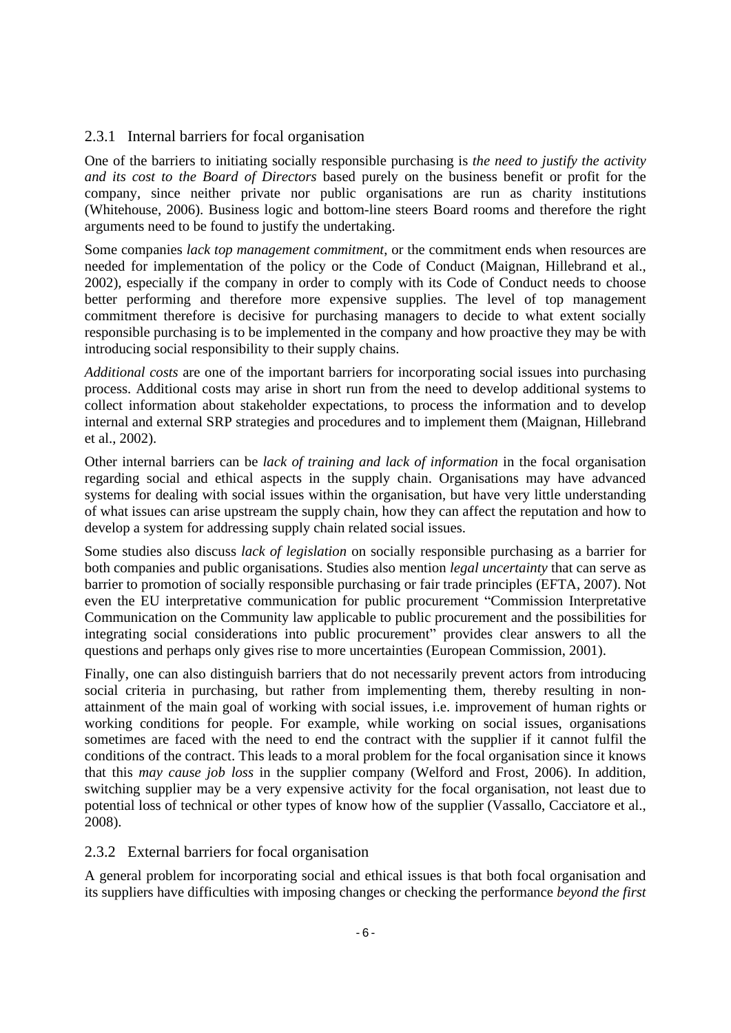### 2.3.1 Internal barriers for focal organisation

One of the barriers to initiating socially responsible purchasing is *the need to justify the activity and its cost to the Board of Directors* based purely on the business benefit or profit for the company, since neither private nor public organisations are run as charity institutions (Whitehouse, 2006). Business logic and bottom-line steers Board rooms and therefore the right arguments need to be found to justify the undertaking.

Some companies *lack top management commitment*, or the commitment ends when resources are needed for implementation of the policy or the Code of Conduct (Maignan, Hillebrand et al., 2002), especially if the company in order to comply with its Code of Conduct needs to choose better performing and therefore more expensive supplies. The level of top management commitment therefore is decisive for purchasing managers to decide to what extent socially responsible purchasing is to be implemented in the company and how proactive they may be with introducing social responsibility to their supply chains.

*Additional costs* are one of the important barriers for incorporating social issues into purchasing process. Additional costs may arise in short run from the need to develop additional systems to collect information about stakeholder expectations, to process the information and to develop internal and external SRP strategies and procedures and to implement them (Maignan, Hillebrand et al., 2002).

Other internal barriers can be *lack of training and lack of information* in the focal organisation regarding social and ethical aspects in the supply chain. Organisations may have advanced systems for dealing with social issues within the organisation, but have very little understanding of what issues can arise upstream the supply chain, how they can affect the reputation and how to develop a system for addressing supply chain related social issues.

Some studies also discuss *lack of legislation* on socially responsible purchasing as a barrier for both companies and public organisations. Studies also mention *legal uncertainty* that can serve as barrier to promotion of socially responsible purchasing or fair trade principles (EFTA, 2007). Not even the EU interpretative communication for public procurement "Commission Interpretative Communication on the Community law applicable to public procurement and the possibilities for integrating social considerations into public procurement" provides clear answers to all the questions and perhaps only gives rise to more uncertainties (European Commission, 2001).

Finally, one can also distinguish barriers that do not necessarily prevent actors from introducing social criteria in purchasing, but rather from implementing them, thereby resulting in non-attainment of the main goal of working with social issues, i.e. improvement of human rights or working conditions for people. For example, while working on social issues, organisations sometimes are faced with the need to end the contract with the supplier if it cannot fulfil the conditions of the contract. This leads to a moral problem for the focal organisation since it knows that this *may cause job loss* in the supplier company (Welford and Frost, 2006). In addition, switching supplier may be a very expensive activity for the focal organisation, not least due to potential loss of technical or other types of know how of the supplier (Vassallo, Cacciatore et al., 2008).

### 2.3.2 External barriers for focal organisation

A general problem for incorporating social and ethical issues is that both focal organisation and its suppliers have difficulties with imposing changes or checking the performance *beyond the first*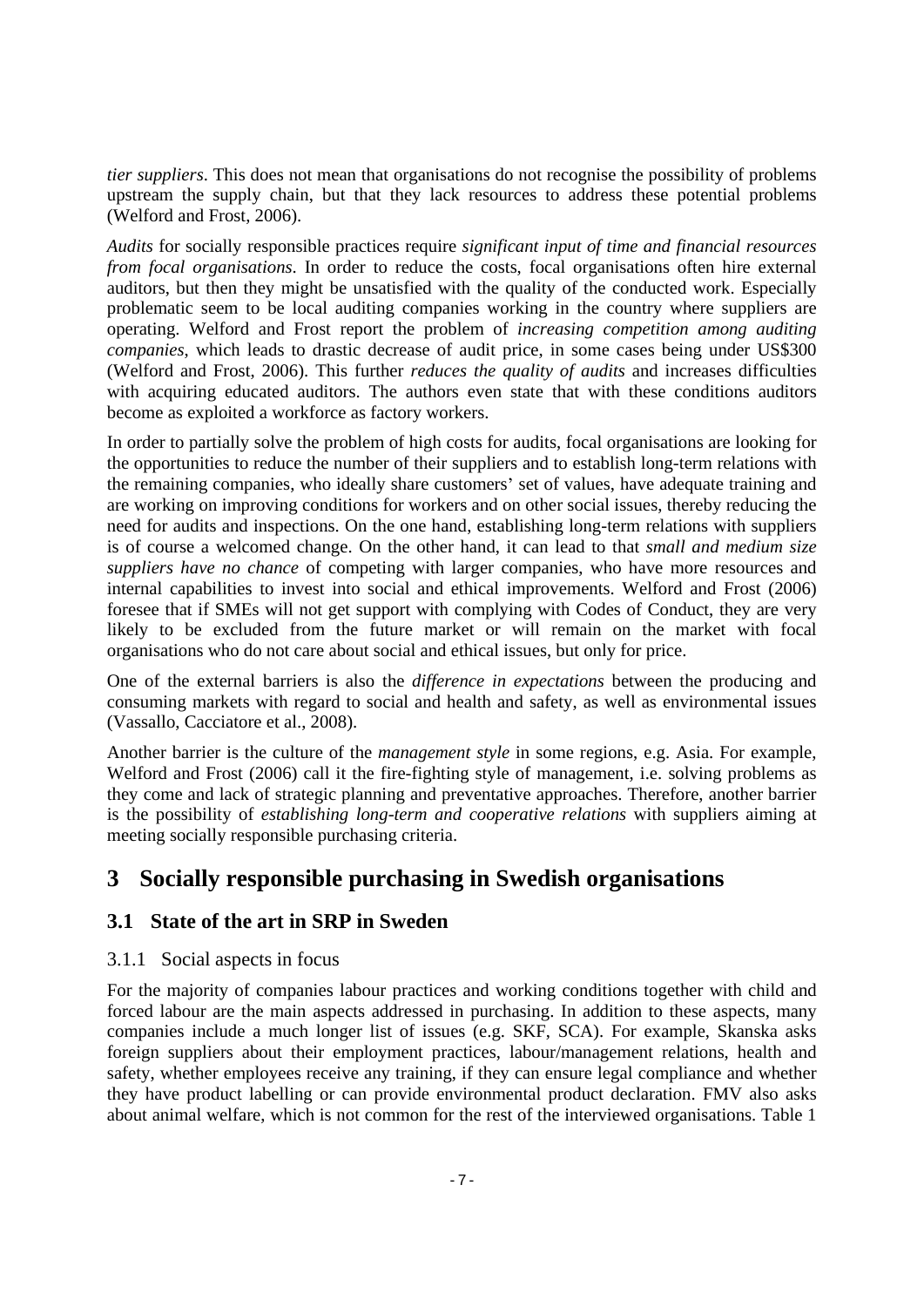*tier suppliers*. This does not mean that organisations do not recognise the possibility of problems upstream the supply chain, but that they lack resources to address these potential problems (Welford and Frost, 2006).

*Audits* for socially responsible practices require *significant input of time and financial resources from focal organisations*. In order to reduce the costs, focal organisations often hire external auditors, but then they might be unsatisfied with the quality of the conducted work. Especially problematic seem to be local auditing companies working in the country where suppliers are operating. Welford and Frost report the problem of *increasing competition among auditing companies*, which leads to drastic decrease of audit price, in some cases being under US$300 (Welford and Frost, 2006). This further *reduces the quality of audits* and increases difficulties with acquiring educated auditors. The authors even state that with these conditions auditors become as exploited a workforce as factory workers.

In order to partially solve the problem of high costs for audits, focal organisations are looking for the opportunities to reduce the number of their suppliers and to establish long-term relations with the remaining companies, who ideally share customers' set of values, have adequate training and are working on improving conditions for workers and on other social issues, thereby reducing the need for audits and inspections. On the one hand, establishing long-term relations with suppliers is of course a welcomed change. On the other hand, it can lead to that *small and medium size suppliers have no chance* of competing with larger companies, who have more resources and internal capabilities to invest into social and ethical improvements. Welford and Frost (2006) foresee that if SMEs will not get support with complying with Codes of Conduct, they are very likely to be excluded from the future market or will remain on the market with focal organisations who do not care about social and ethical issues, but only for price.

One of the external barriers is also the *difference in expectations* between the producing and consuming markets with regard to social and health and safety, as well as environmental issues (Vassallo, Cacciatore et al., 2008).

Another barrier is the culture of the *management style* in some regions, e.g. Asia. For example, Welford and Frost (2006) call it the fire-fighting style of management, i.e. solving problems as they come and lack of strategic planning and preventative approaches. Therefore, another barrier is the possibility of *establishing long-term and cooperative relations* with suppliers aiming at meeting socially responsible purchasing criteria.

# 3 Socially responsible purchasing in Swedish organisations

## 3.1 State of the art in SRP in Sweden

### 3.1.1 Social aspects in focus

For the majority of companies labour practices and working conditions together with child and forced labour are the main aspects addressed in purchasing. In addition to these aspects, many companies include a much longer list of issues (e.g. SKF, SCA). For example, Skanska asks foreign suppliers about their employment practices, labour/management relations, health and safety, whether employees receive any training, if they can ensure legal compliance and whether they have product labelling or can provide environmental product declaration. FMV also asks about animal welfare, which is not common for the rest of the interviewed organisations. Table 1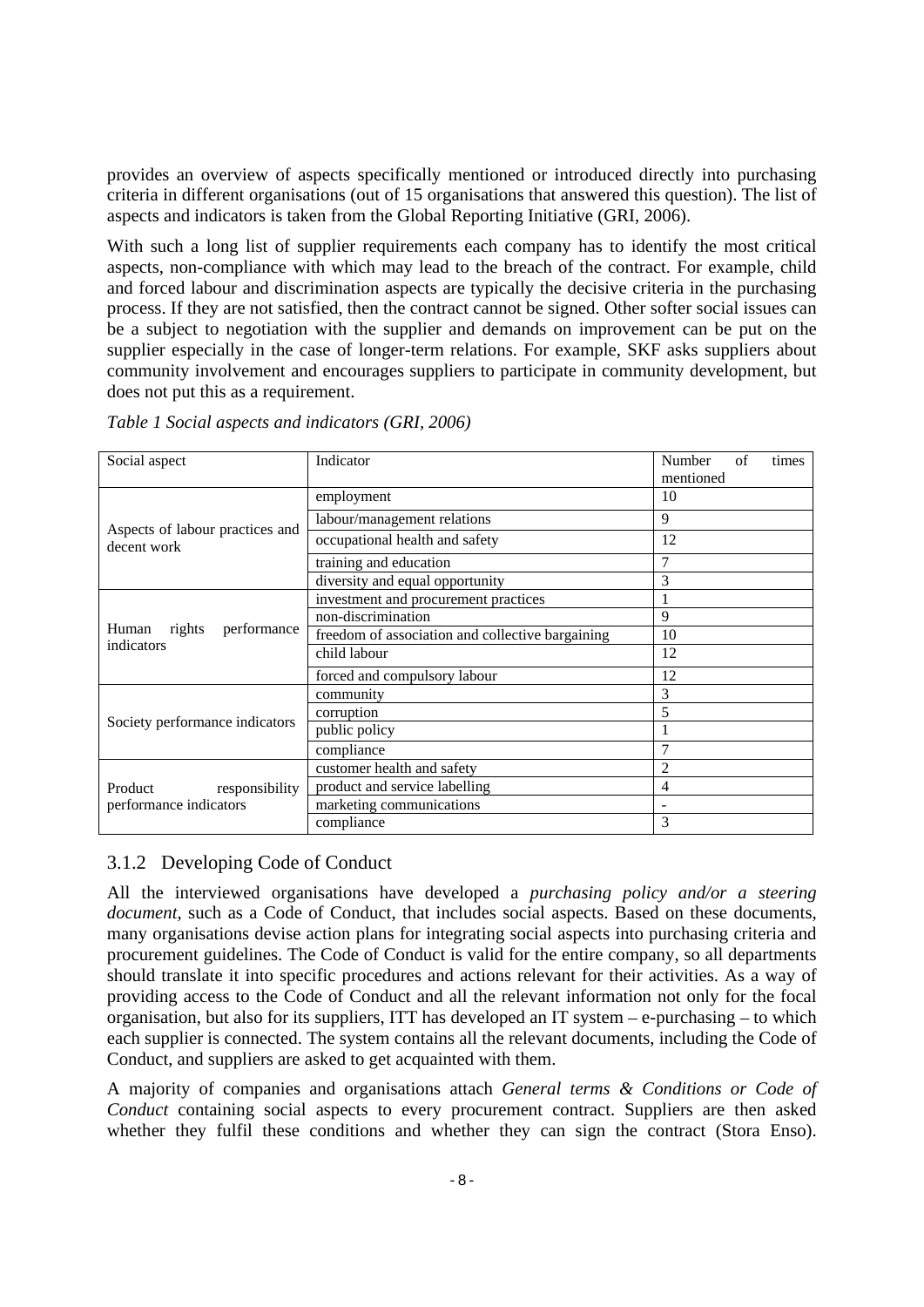provides an overview of aspects specifically mentioned or introduced directly into purchasing criteria in different organisations (out of 15 organisations that answered this question). The list of aspects and indicators is taken from the Global Reporting Initiative (GRI, 2006).

With such a long list of supplier requirements each company has to identify the most critical aspects, non-compliance with which may lead to the breach of the contract. For example, child and forced labour and discrimination aspects are typically the decisive criteria in the purchasing process. If they are not satisfied, then the contract cannot be signed. Other softer social issues can be a subject to negotiation with the supplier and demands on improvement can be put on the supplier especially in the case of longer-term relations. For example, SKF asks suppliers about community involvement and encourages suppliers to participate in community development, but does not put this as a requirement.

*Table 1 Social aspects and indicators (GRI, 2006)*

| Social aspect | Indicator | Number of times mentioned |
|---|---|---|
| Aspects of labour practices and decent work | employment | 10 |
| | labour/management relations | 9 |
| | occupational health and safety | 12 |
| | training and education | 7 |
| | diversity and equal opportunity | 3 |
| Human rights performance indicators | investment and procurement practices | 1 |
| | non-discrimination | 9 |
| | freedom of association and collective bargaining | 10 |
| | child labour | 12 |
| | forced and compulsory labour | 12 |
| Society performance indicators | community | 3 |
| | corruption | 5 |
| | public policy | 1 |
| | compliance | 7 |
| Product responsibility performance indicators | customer health and safety | 2 |
| | product and service labelling | 4 |
| | marketing communications | - |
| | compliance | 3 |

### 3.1.2 Developing Code of Conduct

All the interviewed organisations have developed a *purchasing policy and/or a steering document*, such as a Code of Conduct, that includes social aspects. Based on these documents, many organisations devise action plans for integrating social aspects into purchasing criteria and procurement guidelines. The Code of Conduct is valid for the entire company, so all departments should translate it into specific procedures and actions relevant for their activities. As a way of providing access to the Code of Conduct and all the relevant information not only for the focal organisation, but also for its suppliers, ITT has developed an IT system – e-purchasing – to which each supplier is connected. The system contains all the relevant documents, including the Code of Conduct, and suppliers are asked to get acquainted with them.

A majority of companies and organisations attach *General terms & Conditions or Code of Conduct* containing social aspects to every procurement contract. Suppliers are then asked whether they fulfil these conditions and whether they can sign the contract (Stora Enso).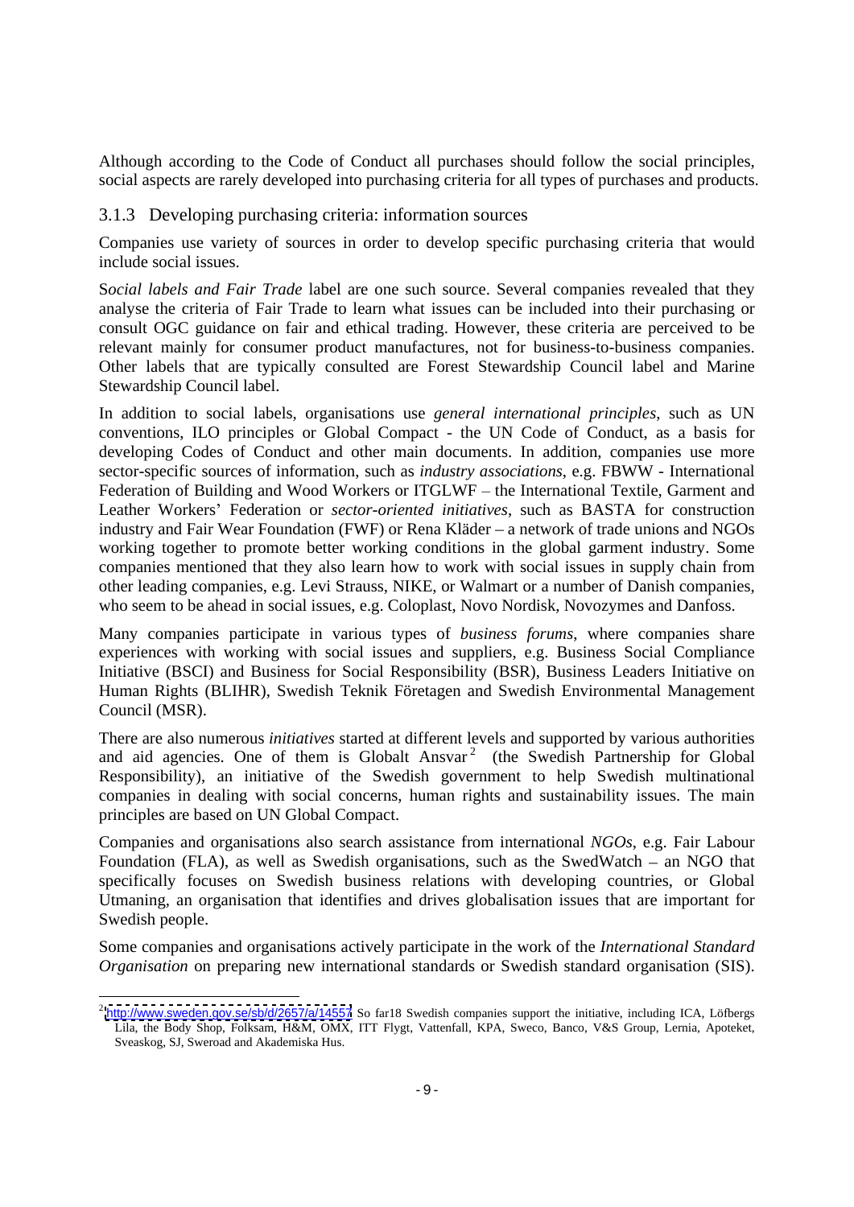Although according to the Code of Conduct all purchases should follow the social principles, social aspects are rarely developed into purchasing criteria for all types of purchases and products.

### 3.1.3 Developing purchasing criteria: information sources

Companies use variety of sources in order to develop specific purchasing criteria that would include social issues.

S*ocial labels and Fair Trade* label are one such source. Several companies revealed that they analyse the criteria of Fair Trade to learn what issues can be included into their purchasing or consult OGC guidance on fair and ethical trading. However, these criteria are perceived to be relevant mainly for consumer product manufactures, not for business-to-business companies. Other labels that are typically consulted are Forest Stewardship Council label and Marine Stewardship Council label.

In addition to social labels, organisations use *general international principles*, such as UN conventions, ILO principles or Global Compact - the UN Code of Conduct, as a basis for developing Codes of Conduct and other main documents. In addition, companies use more sector-specific sources of information, such as *industry associations*, e.g. FBWW - International Federation of Building and Wood Workers or ITGLWF – the International Textile, Garment and Leather Workers' Federation or *sector-oriented initiatives*, such as BASTA for construction industry and Fair Wear Foundation (FWF) or Rena Kläder – a network of trade unions and NGOs working together to promote better working conditions in the global garment industry. Some companies mentioned that they also learn how to work with social issues in supply chain from other leading companies, e.g. Levi Strauss, NIKE, or Walmart or a number of Danish companies, who seem to be ahead in social issues, e.g. Coloplast, Novo Nordisk, Novozymes and Danfoss.

Many companies participate in various types of *business forums*, where companies share experiences with working with social issues and suppliers, e.g. Business Social Compliance Initiative (BSCI) and Business for Social Responsibility (BSR), Business Leaders Initiative on Human Rights (BLIHR), Swedish Teknik Företagen and Swedish Environmental Management Council (MSR).

There are also numerous *initiatives* started at different levels and supported by various authorities and aid agencies. One of them is Globalt Ansvar[2] (the Swedish Partnership for Global Responsibility), an initiative of the Swedish government to help Swedish multinational companies in dealing with social concerns, human rights and sustainability issues. The main principles are based on UN Global Compact.

Companies and organisations also search assistance from international *NGOs*, e.g. Fair Labour Foundation (FLA), as well as Swedish organisations, such as the SwedWatch – an NGO that specifically focuses on Swedish business relations with developing countries, or Global Utmaning, an organisation that identifies and drives globalisation issues that are important for Swedish people.

Some companies and organisations actively participate in the work of the *International Standard Organisation* on preparing new international standards or Swedish standard organisation (SIS).

[2] http://www.sweden.gov.se/sb/d/2657/a/14557 So far18 Swedish companies support the initiative, including ICA, Löfbergs Lila, the Body Shop, Folksam, H&M, OMX, ITT Flygt, Vattenfall, KPA, Sweco, Banco, V&S Group, Lernia, Apoteket, Sveaskog, SJ, Sweroad and Akademiska Hus.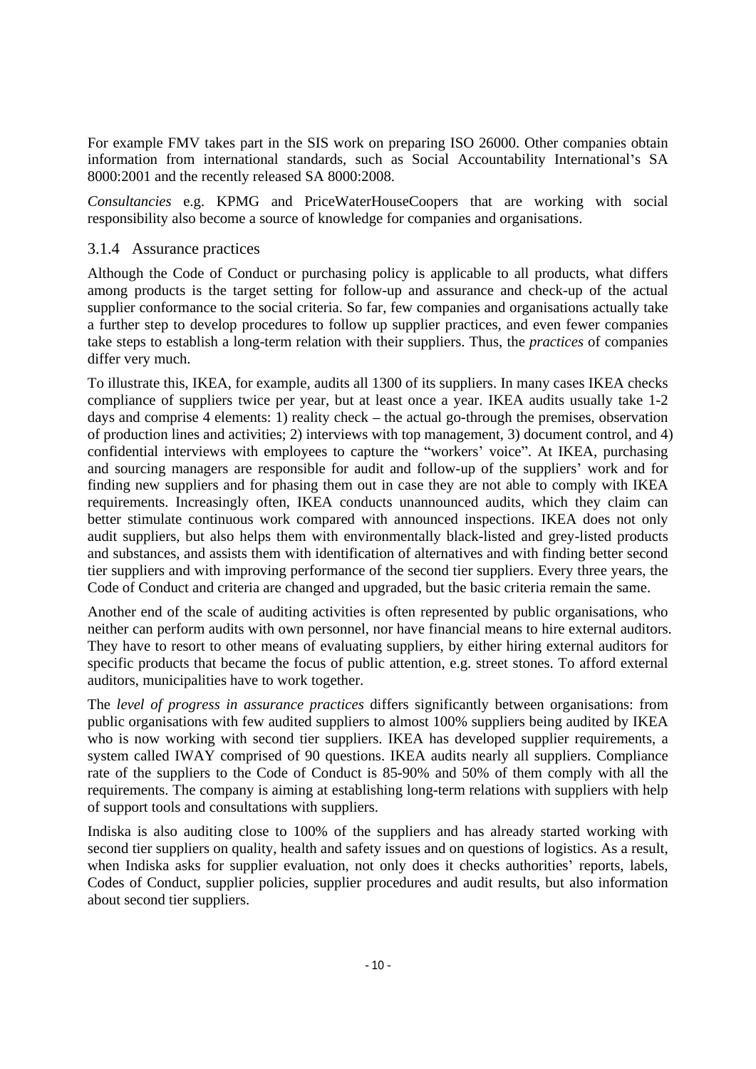For example FMV takes part in the SIS work on preparing ISO 26000. Other companies obtain information from international standards, such as Social Accountability International's SA 8000:2001 and the recently released SA 8000:2008.

*Consultancies* e.g. KPMG and PriceWaterHouseCoopers that are working with social responsibility also become a source of knowledge for companies and organisations.

### 3.1.4 Assurance practices

Although the Code of Conduct or purchasing policy is applicable to all products, what differs among products is the target setting for follow-up and assurance and check-up of the actual supplier conformance to the social criteria. So far, few companies and organisations actually take a further step to develop procedures to follow up supplier practices, and even fewer companies take steps to establish a long-term relation with their suppliers. Thus, the *practices* of companies differ very much.

To illustrate this, IKEA, for example, audits all 1300 of its suppliers. In many cases IKEA checks compliance of suppliers twice per year, but at least once a year. IKEA audits usually take 1-2 days and comprise 4 elements: 1) reality check – the actual go-through the premises, observation of production lines and activities; 2) interviews with top management, 3) document control, and 4) confidential interviews with employees to capture the "workers' voice". At IKEA, purchasing and sourcing managers are responsible for audit and follow-up of the suppliers' work and for finding new suppliers and for phasing them out in case they are not able to comply with IKEA requirements. Increasingly often, IKEA conducts unannounced audits, which they claim can better stimulate continuous work compared with announced inspections. IKEA does not only audit suppliers, but also helps them with environmentally black-listed and grey-listed products and substances, and assists them with identification of alternatives and with finding better second tier suppliers and with improving performance of the second tier suppliers. Every three years, the Code of Conduct and criteria are changed and upgraded, but the basic criteria remain the same.

Another end of the scale of auditing activities is often represented by public organisations, who neither can perform audits with own personnel, nor have financial means to hire external auditors. They have to resort to other means of evaluating suppliers, by either hiring external auditors for specific products that became the focus of public attention, e.g. street stones. To afford external auditors, municipalities have to work together.

The *level of progress in assurance practices* differs significantly between organisations: from public organisations with few audited suppliers to almost 100% suppliers being audited by IKEA who is now working with second tier suppliers. IKEA has developed supplier requirements, a system called IWAY comprised of 90 questions. IKEA audits nearly all suppliers. Compliance rate of the suppliers to the Code of Conduct is 85-90% and 50% of them comply with all the requirements. The company is aiming at establishing long-term relations with suppliers with help of support tools and consultations with suppliers.

Indiska is also auditing close to 100% of the suppliers and has already started working with second tier suppliers on quality, health and safety issues and on questions of logistics. As a result, when Indiska asks for supplier evaluation, not only does it checks authorities' reports, labels, Codes of Conduct, supplier policies, supplier procedures and audit results, but also information about second tier suppliers.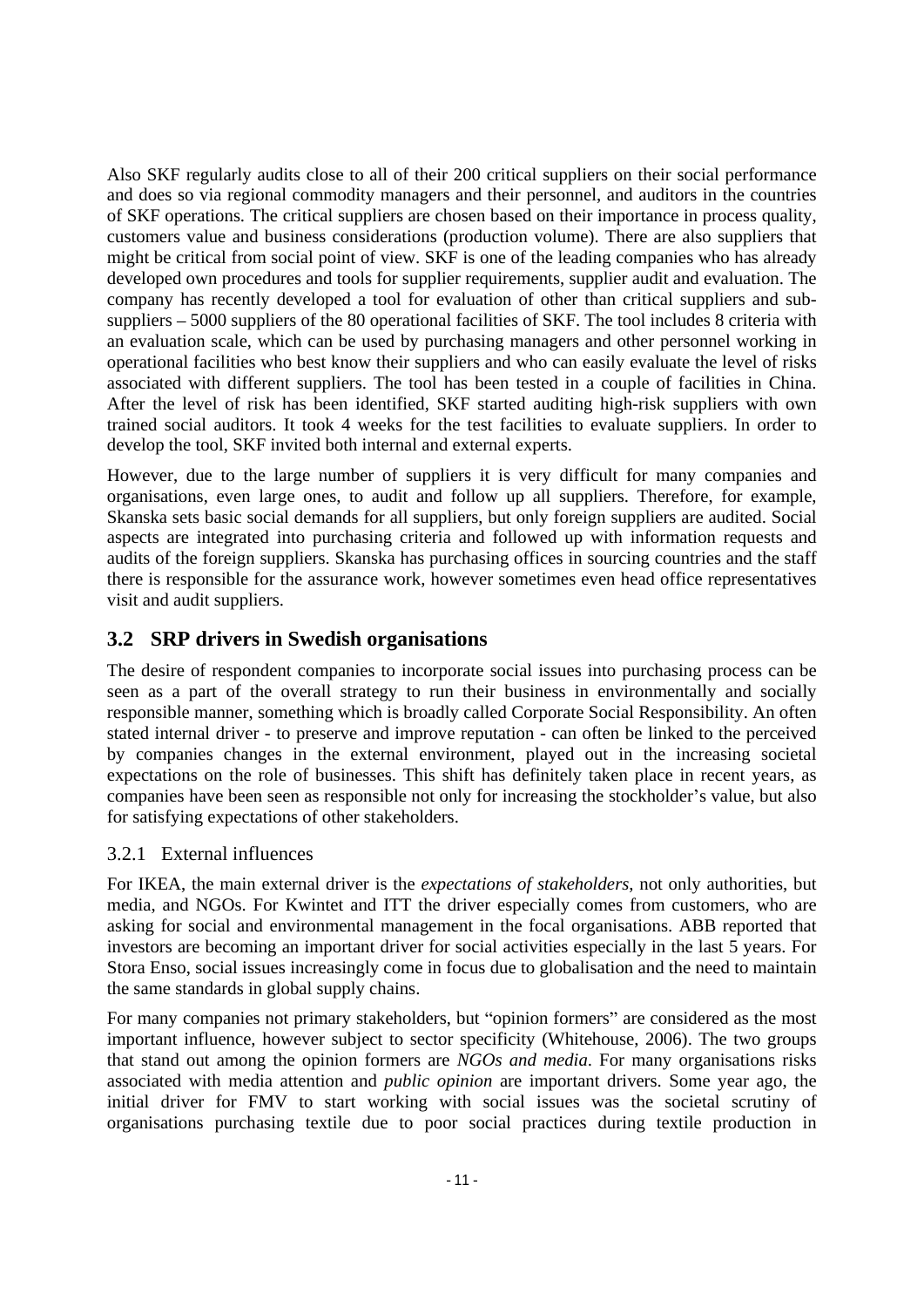Also SKF regularly audits close to all of their 200 critical suppliers on their social performance and does so via regional commodity managers and their personnel, and auditors in the countries of SKF operations. The critical suppliers are chosen based on their importance in process quality, customers value and business considerations (production volume). There are also suppliers that might be critical from social point of view. SKF is one of the leading companies who has already developed own procedures and tools for supplier requirements, supplier audit and evaluation. The company has recently developed a tool for evaluation of other than critical suppliers and sub-suppliers – 5000 suppliers of the 80 operational facilities of SKF. The tool includes 8 criteria with an evaluation scale, which can be used by purchasing managers and other personnel working in operational facilities who best know their suppliers and who can easily evaluate the level of risks associated with different suppliers. The tool has been tested in a couple of facilities in China. After the level of risk has been identified, SKF started auditing high-risk suppliers with own trained social auditors. It took 4 weeks for the test facilities to evaluate suppliers. In order to develop the tool, SKF invited both internal and external experts.

However, due to the large number of suppliers it is very difficult for many companies and organisations, even large ones, to audit and follow up all suppliers. Therefore, for example, Skanska sets basic social demands for all suppliers, but only foreign suppliers are audited. Social aspects are integrated into purchasing criteria and followed up with information requests and audits of the foreign suppliers. Skanska has purchasing offices in sourcing countries and the staff there is responsible for the assurance work, however sometimes even head office representatives visit and audit suppliers.

## 3.2 SRP drivers in Swedish organisations

The desire of respondent companies to incorporate social issues into purchasing process can be seen as a part of the overall strategy to run their business in environmentally and socially responsible manner, something which is broadly called Corporate Social Responsibility. An often stated internal driver - to preserve and improve reputation - can often be linked to the perceived by companies changes in the external environment, played out in the increasing societal expectations on the role of businesses. This shift has definitely taken place in recent years, as companies have been seen as responsible not only for increasing the stockholder's value, but also for satisfying expectations of other stakeholders.

### 3.2.1 External influences

For IKEA, the main external driver is the *expectations of stakeholders*, not only authorities, but media, and NGOs. For Kwintet and ITT the driver especially comes from customers, who are asking for social and environmental management in the focal organisations. ABB reported that investors are becoming an important driver for social activities especially in the last 5 years. For Stora Enso, social issues increasingly come in focus due to globalisation and the need to maintain the same standards in global supply chains.

For many companies not primary stakeholders, but "opinion formers" are considered as the most important influence, however subject to sector specificity (Whitehouse, 2006). The two groups that stand out among the opinion formers are *NGOs and media*. For many organisations risks associated with media attention and *public opinion* are important drivers. Some year ago, the initial driver for FMV to start working with social issues was the societal scrutiny of organisations purchasing textile due to poor social practices during textile production in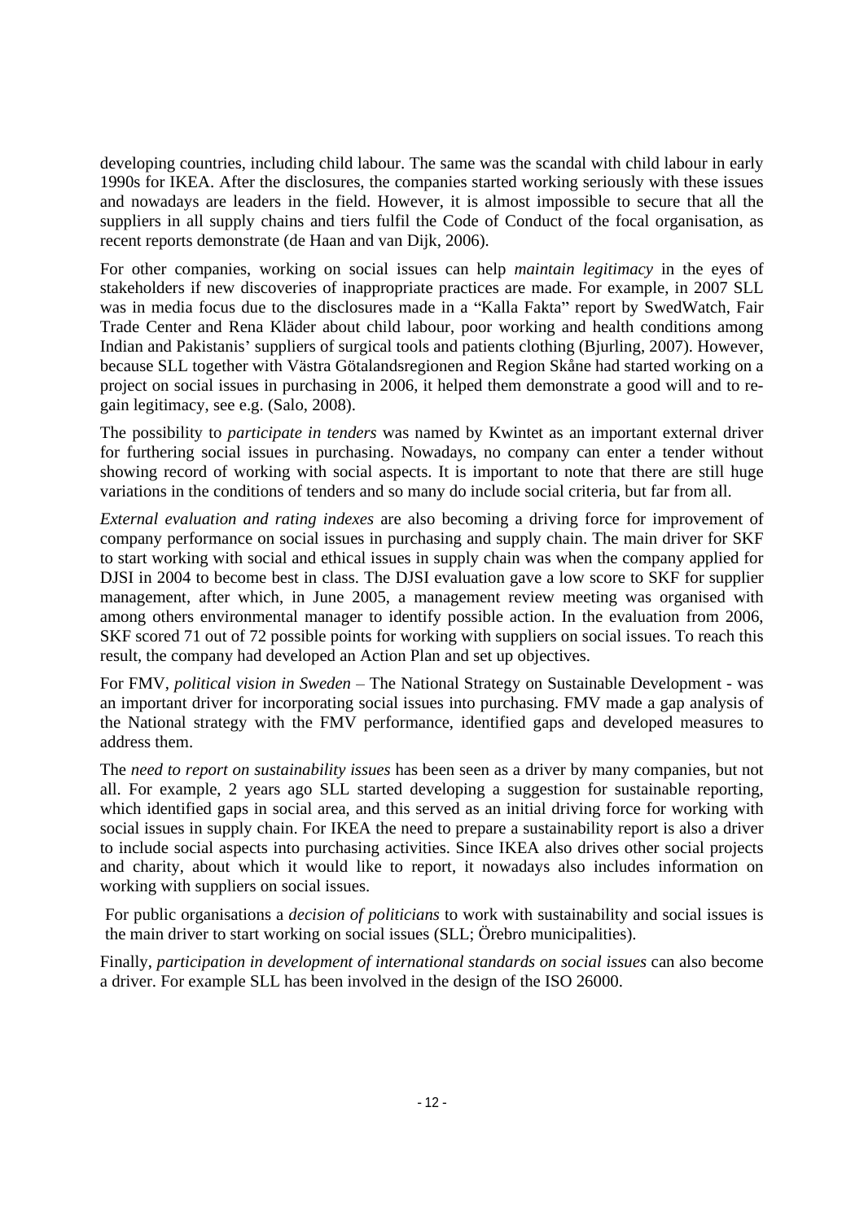developing countries, including child labour. The same was the scandal with child labour in early 1990s for IKEA. After the disclosures, the companies started working seriously with these issues and nowadays are leaders in the field. However, it is almost impossible to secure that all the suppliers in all supply chains and tiers fulfil the Code of Conduct of the focal organisation, as recent reports demonstrate (de Haan and van Dijk, 2006).

For other companies, working on social issues can help *maintain legitimacy* in the eyes of stakeholders if new discoveries of inappropriate practices are made. For example, in 2007 SLL was in media focus due to the disclosures made in a "Kalla Fakta" report by SwedWatch, Fair Trade Center and Rena Kläder about child labour, poor working and health conditions among Indian and Pakistanis' suppliers of surgical tools and patients clothing (Bjurling, 2007). However, because SLL together with Västra Götalandsregionen and Region Skåne had started working on a project on social issues in purchasing in 2006, it helped them demonstrate a good will and to re-gain legitimacy, see e.g. (Salo, 2008).

The possibility to *participate in tenders* was named by Kwintet as an important external driver for furthering social issues in purchasing. Nowadays, no company can enter a tender without showing record of working with social aspects. It is important to note that there are still huge variations in the conditions of tenders and so many do include social criteria, but far from all.

*External evaluation and rating indexes* are also becoming a driving force for improvement of company performance on social issues in purchasing and supply chain. The main driver for SKF to start working with social and ethical issues in supply chain was when the company applied for DJSI in 2004 to become best in class. The DJSI evaluation gave a low score to SKF for supplier management, after which, in June 2005, a management review meeting was organised with among others environmental manager to identify possible action. In the evaluation from 2006, SKF scored 71 out of 72 possible points for working with suppliers on social issues. To reach this result, the company had developed an Action Plan and set up objectives.

For FMV, *political vision in Sweden* – The National Strategy on Sustainable Development - was an important driver for incorporating social issues into purchasing. FMV made a gap analysis of the National strategy with the FMV performance, identified gaps and developed measures to address them.

The *need to report on sustainability issues* has been seen as a driver by many companies, but not all. For example, 2 years ago SLL started developing a suggestion for sustainable reporting, which identified gaps in social area, and this served as an initial driving force for working with social issues in supply chain. For IKEA the need to prepare a sustainability report is also a driver to include social aspects into purchasing activities. Since IKEA also drives other social projects and charity, about which it would like to report, it nowadays also includes information on working with suppliers on social issues.

For public organisations a *decision of politicians* to work with sustainability and social issues is the main driver to start working on social issues (SLL; Örebro municipalities).

Finally, *participation in development of international standards on social issues* can also become a driver. For example SLL has been involved in the design of the ISO 26000.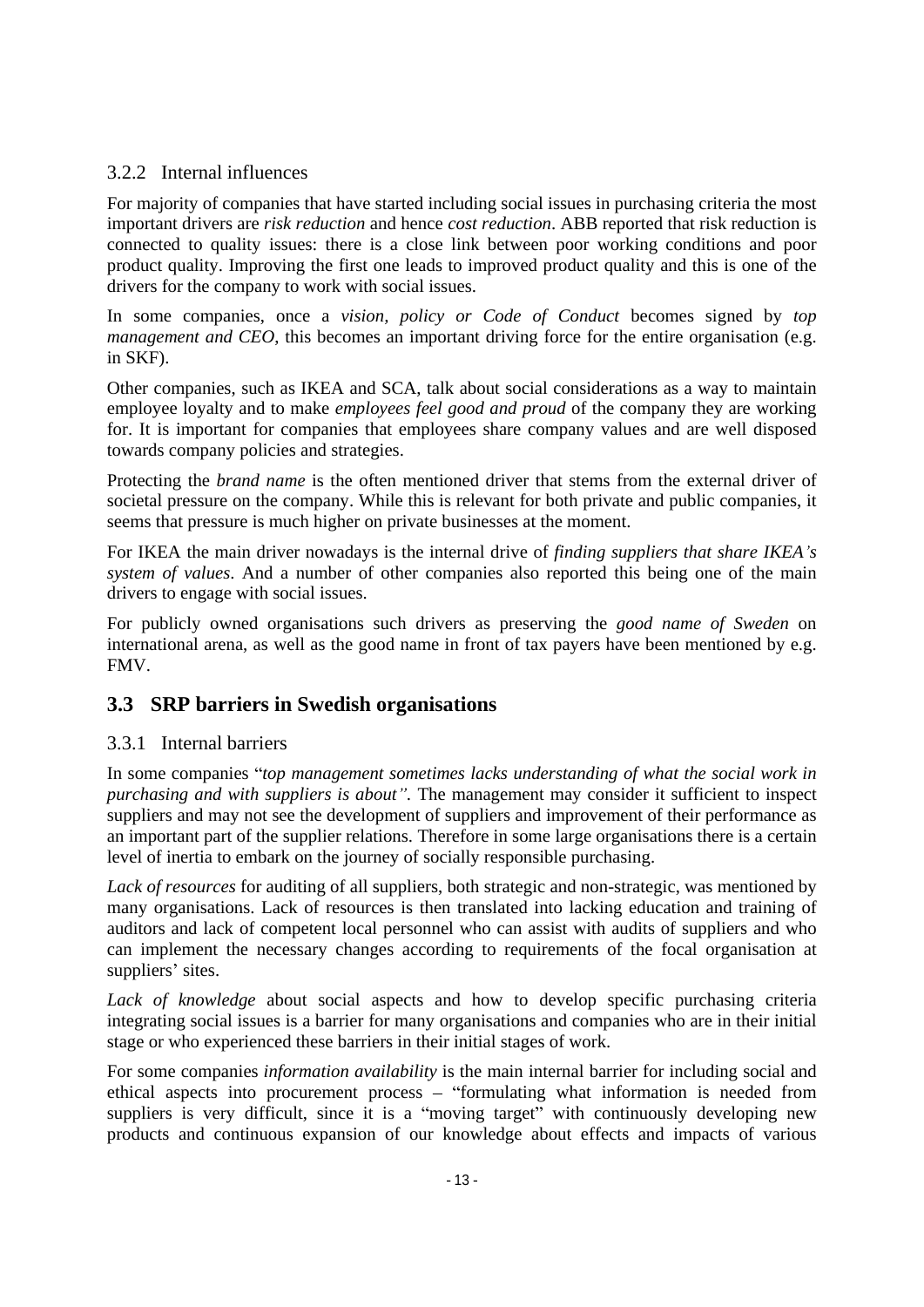### 3.2.2 Internal influences

For majority of companies that have started including social issues in purchasing criteria the most important drivers are *risk reduction* and hence *cost reduction*. ABB reported that risk reduction is connected to quality issues: there is a close link between poor working conditions and poor product quality. Improving the first one leads to improved product quality and this is one of the drivers for the company to work with social issues.

In some companies, once a *vision, policy or Code of Conduct* becomes signed by *top management and CEO*, this becomes an important driving force for the entire organisation (e.g. in SKF).

Other companies, such as IKEA and SCA, talk about social considerations as a way to maintain employee loyalty and to make *employees feel good and proud* of the company they are working for. It is important for companies that employees share company values and are well disposed towards company policies and strategies.

Protecting the *brand name* is the often mentioned driver that stems from the external driver of societal pressure on the company. While this is relevant for both private and public companies, it seems that pressure is much higher on private businesses at the moment.

For IKEA the main driver nowadays is the internal drive of *finding suppliers that share IKEA's system of values*. And a number of other companies also reported this being one of the main drivers to engage with social issues.

For publicly owned organisations such drivers as preserving the *good name of Sweden* on international arena, as well as the good name in front of tax payers have been mentioned by e.g. FMV.

## 3.3 SRP barriers in Swedish organisations

### 3.3.1 Internal barriers

In some companies "*top management sometimes lacks understanding of what the social work in purchasing and with suppliers is about".* The management may consider it sufficient to inspect suppliers and may not see the development of suppliers and improvement of their performance as an important part of the supplier relations. Therefore in some large organisations there is a certain level of inertia to embark on the journey of socially responsible purchasing.

*Lack of resources* for auditing of all suppliers, both strategic and non-strategic, was mentioned by many organisations. Lack of resources is then translated into lacking education and training of auditors and lack of competent local personnel who can assist with audits of suppliers and who can implement the necessary changes according to requirements of the focal organisation at suppliers' sites.

*Lack of knowledge* about social aspects and how to develop specific purchasing criteria integrating social issues is a barrier for many organisations and companies who are in their initial stage or who experienced these barriers in their initial stages of work.

For some companies *information availability* is the main internal barrier for including social and ethical aspects into procurement process – "formulating what information is needed from suppliers is very difficult, since it is a "moving target" with continuously developing new products and continuous expansion of our knowledge about effects and impacts of various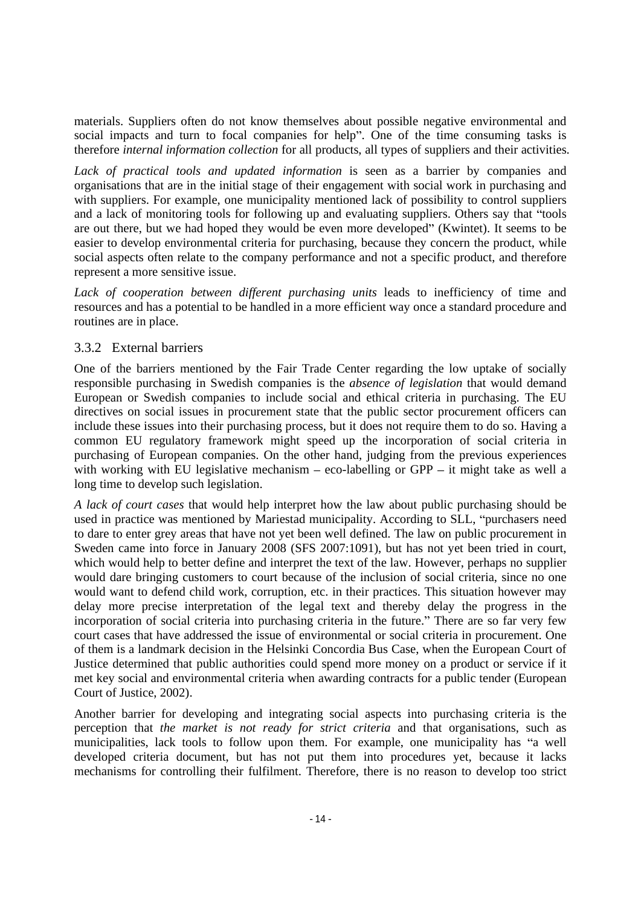materials. Suppliers often do not know themselves about possible negative environmental and social impacts and turn to focal companies for help". One of the time consuming tasks is therefore *internal information collection* for all products, all types of suppliers and their activities.

*Lack of practical tools and updated information* is seen as a barrier by companies and organisations that are in the initial stage of their engagement with social work in purchasing and with suppliers. For example, one municipality mentioned lack of possibility to control suppliers and a lack of monitoring tools for following up and evaluating suppliers. Others say that "tools are out there, but we had hoped they would be even more developed" (Kwintet). It seems to be easier to develop environmental criteria for purchasing, because they concern the product, while social aspects often relate to the company performance and not a specific product, and therefore represent a more sensitive issue.

*Lack of cooperation between different purchasing units* leads to inefficiency of time and resources and has a potential to be handled in a more efficient way once a standard procedure and routines are in place.

### 3.3.2 External barriers

One of the barriers mentioned by the Fair Trade Center regarding the low uptake of socially responsible purchasing in Swedish companies is the *absence of legislation* that would demand European or Swedish companies to include social and ethical criteria in purchasing. The EU directives on social issues in procurement state that the public sector procurement officers can include these issues into their purchasing process, but it does not require them to do so. Having a common EU regulatory framework might speed up the incorporation of social criteria in purchasing of European companies. On the other hand, judging from the previous experiences with working with EU legislative mechanism – eco-labelling or GPP – it might take as well a long time to develop such legislation.

*A lack of court cases* that would help interpret how the law about public purchasing should be used in practice was mentioned by Mariestad municipality. According to SLL, "purchasers need to dare to enter grey areas that have not yet been well defined. The law on public procurement in Sweden came into force in January 2008 (SFS 2007:1091), but has not yet been tried in court, which would help to better define and interpret the text of the law. However, perhaps no supplier would dare bringing customers to court because of the inclusion of social criteria, since no one would want to defend child work, corruption, etc. in their practices. This situation however may delay more precise interpretation of the legal text and thereby delay the progress in the incorporation of social criteria into purchasing criteria in the future." There are so far very few court cases that have addressed the issue of environmental or social criteria in procurement. One of them is a landmark decision in the Helsinki Concordia Bus Case, when the European Court of Justice determined that public authorities could spend more money on a product or service if it met key social and environmental criteria when awarding contracts for a public tender (European Court of Justice, 2002).

Another barrier for developing and integrating social aspects into purchasing criteria is the perception that *the market is not ready for strict criteria* and that organisations, such as municipalities, lack tools to follow upon them. For example, one municipality has "a well developed criteria document, but has not put them into procedures yet, because it lacks mechanisms for controlling their fulfilment. Therefore, there is no reason to develop too strict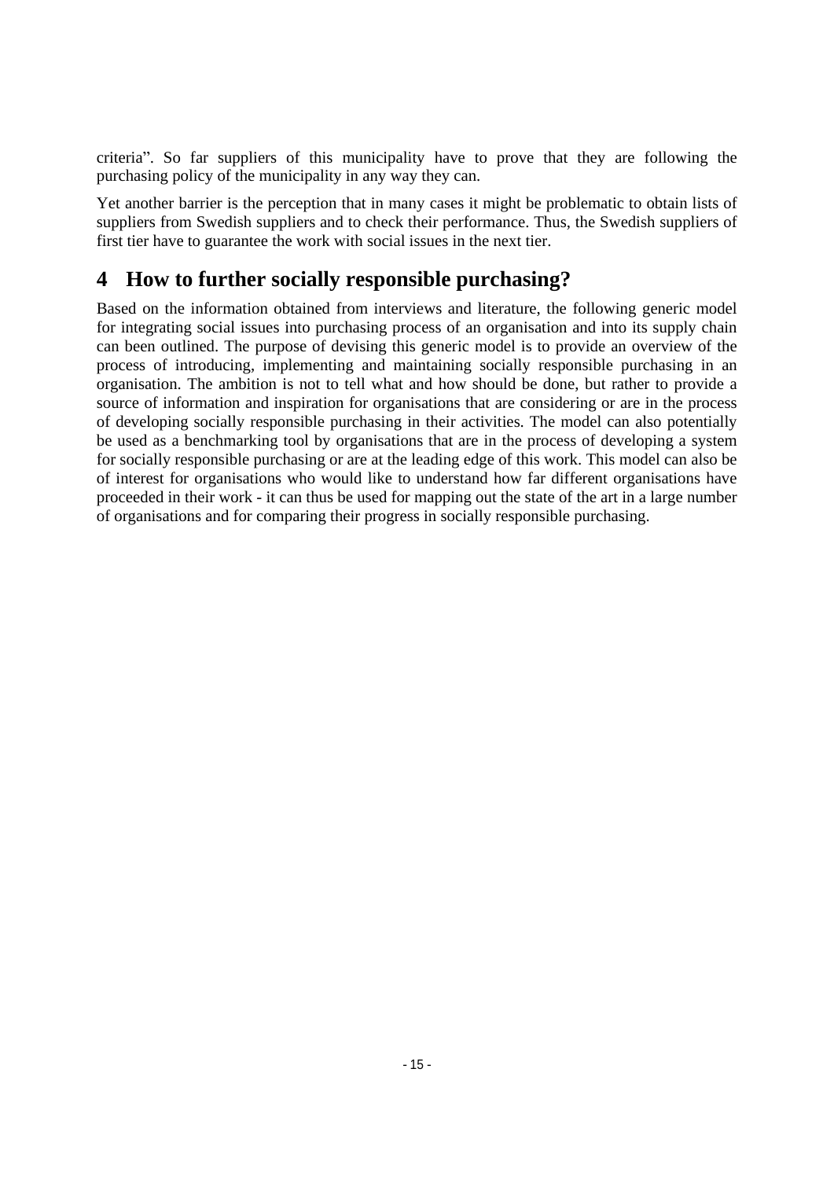criteria". So far suppliers of this municipality have to prove that they are following the purchasing policy of the municipality in any way they can.

Yet another barrier is the perception that in many cases it might be problematic to obtain lists of suppliers from Swedish suppliers and to check their performance. Thus, the Swedish suppliers of first tier have to guarantee the work with social issues in the next tier.

# 4 How to further socially responsible purchasing?

Based on the information obtained from interviews and literature, the following generic model for integrating social issues into purchasing process of an organisation and into its supply chain can been outlined. The purpose of devising this generic model is to provide an overview of the process of introducing, implementing and maintaining socially responsible purchasing in an organisation. The ambition is not to tell what and how should be done, but rather to provide a source of information and inspiration for organisations that are considering or are in the process of developing socially responsible purchasing in their activities. The model can also potentially be used as a benchmarking tool by organisations that are in the process of developing a system for socially responsible purchasing or are at the leading edge of this work. This model can also be of interest for organisations who would like to understand how far different organisations have proceeded in their work - it can thus be used for mapping out the state of the art in a large number of organisations and for comparing their progress in socially responsible purchasing.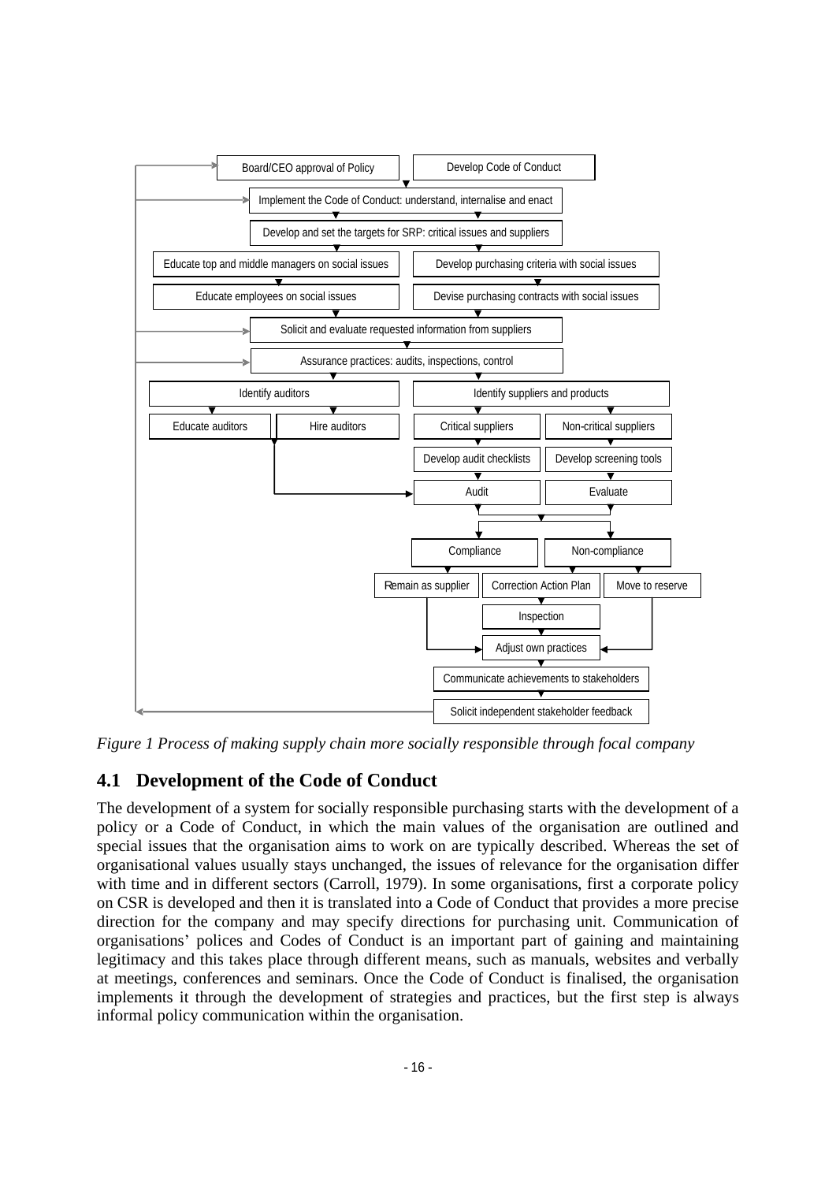Board/CEO approval of Policy

Develop Code of Conduct

Implement the Code of Conduct: understand, internalise and enact

Develop and set the targets for SRP: critical issues and suppliers

Educate top and middle managers on social issues

Develop purchasing criteria with social issues

Educate employees on social issues

Devise purchasing contracts with social issues

Solicit and evaluate requested information from suppliers

Assurance practices: audits, inspections, control

Identify auditors

Identify suppliers and products

Educate auditors

Hire auditors

Critical suppliers

Non-critical suppliers

Develop audit checklists

Develop screening tools

Audit

Evaluate

Compliance

Non-compliance

Remain as supplier

Correction Action Plan

Move to reserve

Inspection

Adjust own practices

Communicate achievements to stakeholders

Solicit independent stakeholder feedback

*Figure 1 Process of making supply chain more socially responsible through focal company*

## 4.1 Development of the Code of Conduct

The development of a system for socially responsible purchasing starts with the development of a policy or a Code of Conduct, in which the main values of the organisation are outlined and special issues that the organisation aims to work on are typically described. Whereas the set of organisational values usually stays unchanged, the issues of relevance for the organisation differ with time and in different sectors (Carroll, 1979). In some organisations, first a corporate policy on CSR is developed and then it is translated into a Code of Conduct that provides a more precise direction for the company and may specify directions for purchasing unit. Communication of organisations' polices and Codes of Conduct is an important part of gaining and maintaining legitimacy and this takes place through different means, such as manuals, websites and verbally at meetings, conferences and seminars. Once the Code of Conduct is finalised, the organisation implements it through the development of strategies and practices, but the first step is always informal policy communication within the organisation.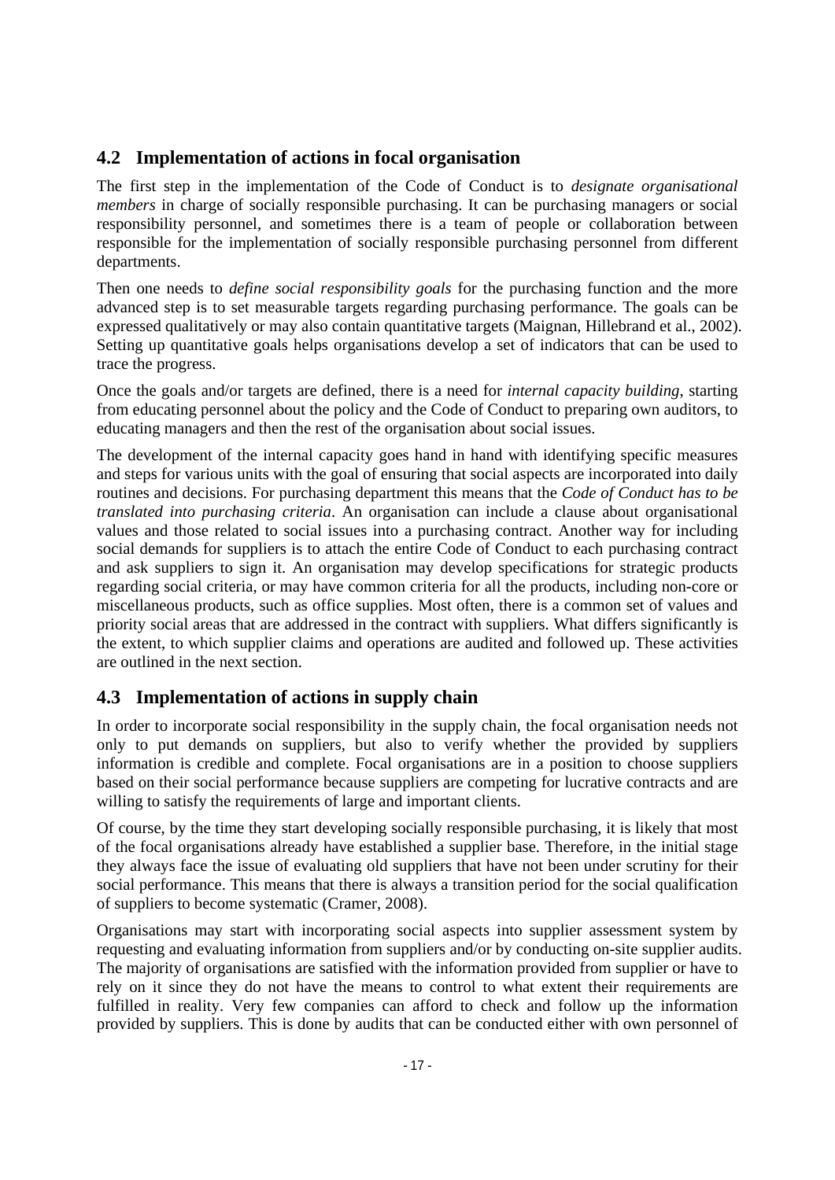## 4.2 Implementation of actions in focal organisation

The first step in the implementation of the Code of Conduct is to *designate organisational members* in charge of socially responsible purchasing. It can be purchasing managers or social responsibility personnel, and sometimes there is a team of people or collaboration between responsible for the implementation of socially responsible purchasing personnel from different departments.

Then one needs to *define social responsibility goals* for the purchasing function and the more advanced step is to set measurable targets regarding purchasing performance. The goals can be expressed qualitatively or may also contain quantitative targets (Maignan, Hillebrand et al., 2002). Setting up quantitative goals helps organisations develop a set of indicators that can be used to trace the progress.

Once the goals and/or targets are defined, there is a need for *internal capacity building*, starting from educating personnel about the policy and the Code of Conduct to preparing own auditors, to educating managers and then the rest of the organisation about social issues.

The development of the internal capacity goes hand in hand with identifying specific measures and steps for various units with the goal of ensuring that social aspects are incorporated into daily routines and decisions. For purchasing department this means that the *Code of Conduct has to be translated into purchasing criteria*. An organisation can include a clause about organisational values and those related to social issues into a purchasing contract. Another way for including social demands for suppliers is to attach the entire Code of Conduct to each purchasing contract and ask suppliers to sign it. An organisation may develop specifications for strategic products regarding social criteria, or may have common criteria for all the products, including non-core or miscellaneous products, such as office supplies. Most often, there is a common set of values and priority social areas that are addressed in the contract with suppliers. What differs significantly is the extent, to which supplier claims and operations are audited and followed up. These activities are outlined in the next section.

## 4.3 Implementation of actions in supply chain

In order to incorporate social responsibility in the supply chain, the focal organisation needs not only to put demands on suppliers, but also to verify whether the provided by suppliers information is credible and complete. Focal organisations are in a position to choose suppliers based on their social performance because suppliers are competing for lucrative contracts and are willing to satisfy the requirements of large and important clients.

Of course, by the time they start developing socially responsible purchasing, it is likely that most of the focal organisations already have established a supplier base. Therefore, in the initial stage they always face the issue of evaluating old suppliers that have not been under scrutiny for their social performance. This means that there is always a transition period for the social qualification of suppliers to become systematic (Cramer, 2008).

Organisations may start with incorporating social aspects into supplier assessment system by requesting and evaluating information from suppliers and/or by conducting on-site supplier audits. The majority of organisations are satisfied with the information provided from supplier or have to rely on it since they do not have the means to control to what extent their requirements are fulfilled in reality. Very few companies can afford to check and follow up the information provided by suppliers. This is done by audits that can be conducted either with own personnel of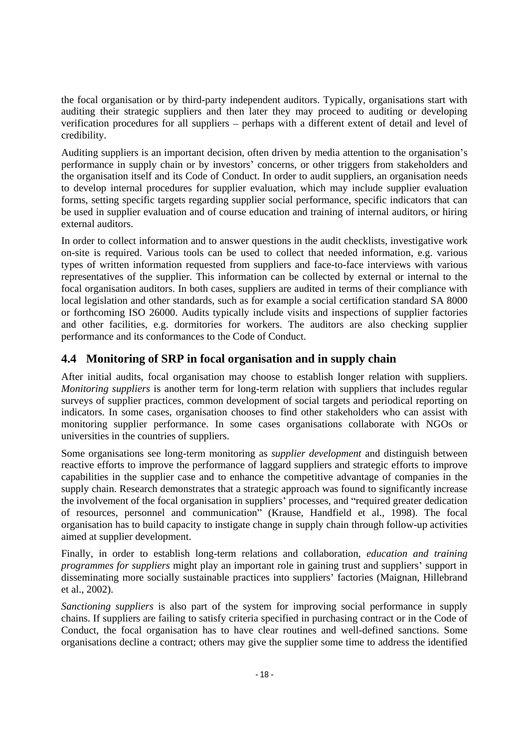the focal organisation or by third-party independent auditors. Typically, organisations start with auditing their strategic suppliers and then later they may proceed to auditing or developing verification procedures for all suppliers – perhaps with a different extent of detail and level of credibility.

Auditing suppliers is an important decision, often driven by media attention to the organisation's performance in supply chain or by investors' concerns, or other triggers from stakeholders and the organisation itself and its Code of Conduct. In order to audit suppliers, an organisation needs to develop internal procedures for supplier evaluation, which may include supplier evaluation forms, setting specific targets regarding supplier social performance, specific indicators that can be used in supplier evaluation and of course education and training of internal auditors, or hiring external auditors.

In order to collect information and to answer questions in the audit checklists, investigative work on-site is required. Various tools can be used to collect that needed information, e.g. various types of written information requested from suppliers and face-to-face interviews with various representatives of the supplier. This information can be collected by external or internal to the focal organisation auditors. In both cases, suppliers are audited in terms of their compliance with local legislation and other standards, such as for example a social certification standard SA 8000 or forthcoming ISO 26000. Audits typically include visits and inspections of supplier factories and other facilities, e.g. dormitories for workers. The auditors are also checking supplier performance and its conformances to the Code of Conduct.

## 4.4 Monitoring of SRP in focal organisation and in supply chain

After initial audits, focal organisation may choose to establish longer relation with suppliers. *Monitoring suppliers* is another term for long-term relation with suppliers that includes regular surveys of supplier practices, common development of social targets and periodical reporting on indicators. In some cases, organisation chooses to find other stakeholders who can assist with monitoring supplier performance. In some cases organisations collaborate with NGOs or universities in the countries of suppliers.

Some organisations see long-term monitoring as *supplier development* and distinguish between reactive efforts to improve the performance of laggard suppliers and strategic efforts to improve capabilities in the supplier case and to enhance the competitive advantage of companies in the supply chain. Research demonstrates that a strategic approach was found to significantly increase the involvement of the focal organisation in suppliers' processes, and "required greater dedication of resources, personnel and communication" (Krause, Handfield et al., 1998). The focal organisation has to build capacity to instigate change in supply chain through follow-up activities aimed at supplier development.

Finally, in order to establish long-term relations and collaboration, *education and training programmes for suppliers* might play an important role in gaining trust and suppliers' support in disseminating more socially sustainable practices into suppliers' factories (Maignan, Hillebrand et al., 2002).

*Sanctioning suppliers* is also part of the system for improving social performance in supply chains. If suppliers are failing to satisfy criteria specified in purchasing contract or in the Code of Conduct, the focal organisation has to have clear routines and well-defined sanctions. Some organisations decline a contract; others may give the supplier some time to address the identified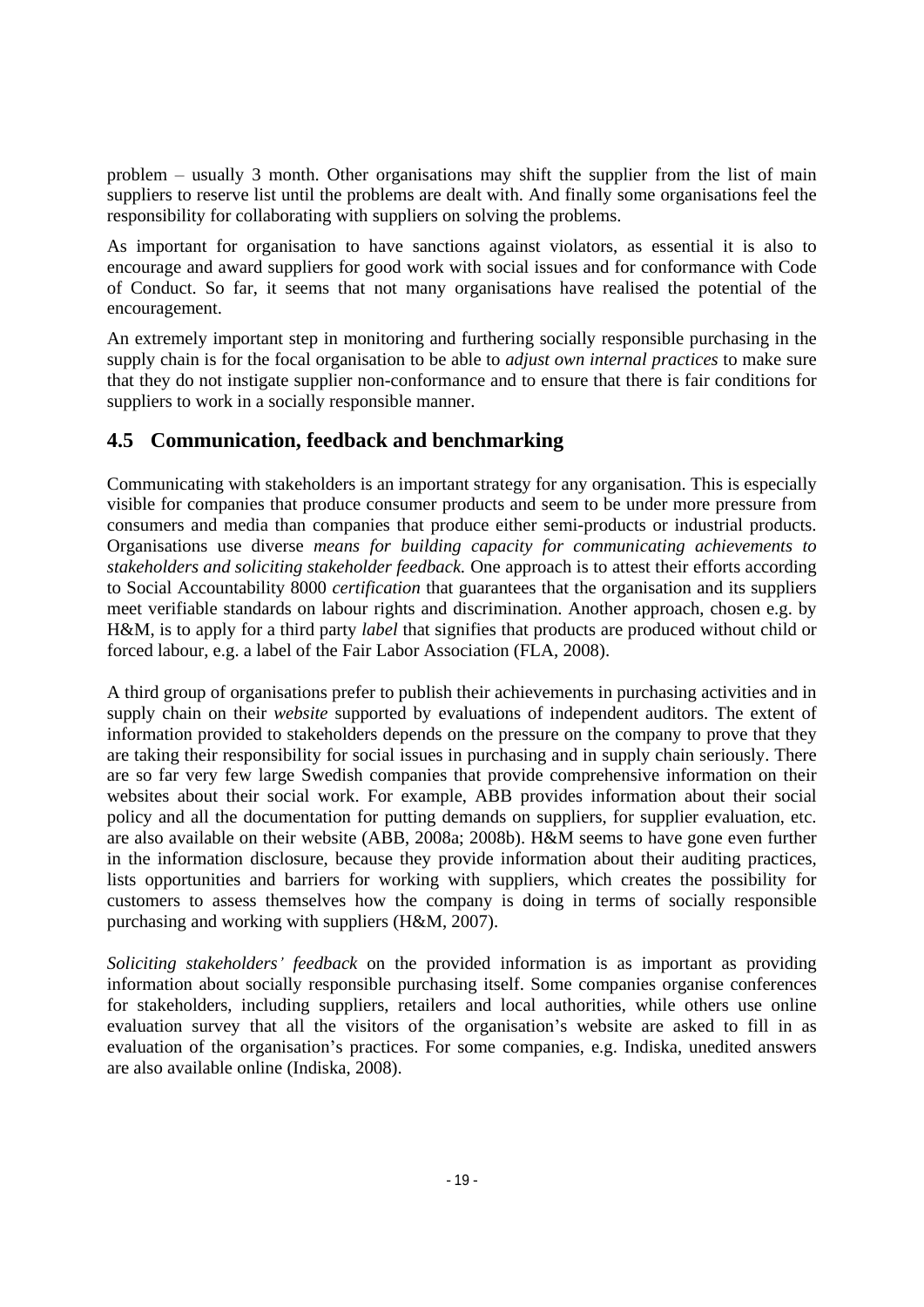problem – usually 3 month. Other organisations may shift the supplier from the list of main suppliers to reserve list until the problems are dealt with. And finally some organisations feel the responsibility for collaborating with suppliers on solving the problems.

As important for organisation to have sanctions against violators, as essential it is also to encourage and award suppliers for good work with social issues and for conformance with Code of Conduct. So far, it seems that not many organisations have realised the potential of the encouragement.

An extremely important step in monitoring and furthering socially responsible purchasing in the supply chain is for the focal organisation to be able to *adjust own internal practices* to make sure that they do not instigate supplier non-conformance and to ensure that there is fair conditions for suppliers to work in a socially responsible manner.

## 4.5 Communication, feedback and benchmarking

Communicating with stakeholders is an important strategy for any organisation. This is especially visible for companies that produce consumer products and seem to be under more pressure from consumers and media than companies that produce either semi-products or industrial products. Organisations use diverse *means for building capacity for communicating achievements to stakeholders and soliciting stakeholder feedback.* One approach is to attest their efforts according to Social Accountability 8000 *certification* that guarantees that the organisation and its suppliers meet verifiable standards on labour rights and discrimination. Another approach, chosen e.g. by H&M, is to apply for a third party *label* that signifies that products are produced without child or forced labour, e.g. a label of the Fair Labor Association (FLA, 2008).

A third group of organisations prefer to publish their achievements in purchasing activities and in supply chain on their *website* supported by evaluations of independent auditors. The extent of information provided to stakeholders depends on the pressure on the company to prove that they are taking their responsibility for social issues in purchasing and in supply chain seriously. There are so far very few large Swedish companies that provide comprehensive information on their websites about their social work. For example, ABB provides information about their social policy and all the documentation for putting demands on suppliers, for supplier evaluation, etc. are also available on their website (ABB, 2008a; 2008b). H&M seems to have gone even further in the information disclosure, because they provide information about their auditing practices, lists opportunities and barriers for working with suppliers, which creates the possibility for customers to assess themselves how the company is doing in terms of socially responsible purchasing and working with suppliers (H&M, 2007).

*Soliciting stakeholders' feedback* on the provided information is as important as providing information about socially responsible purchasing itself. Some companies organise conferences for stakeholders, including suppliers, retailers and local authorities, while others use online evaluation survey that all the visitors of the organisation's website are asked to fill in as evaluation of the organisation's practices. For some companies, e.g. Indiska, unedited answers are also available online (Indiska, 2008).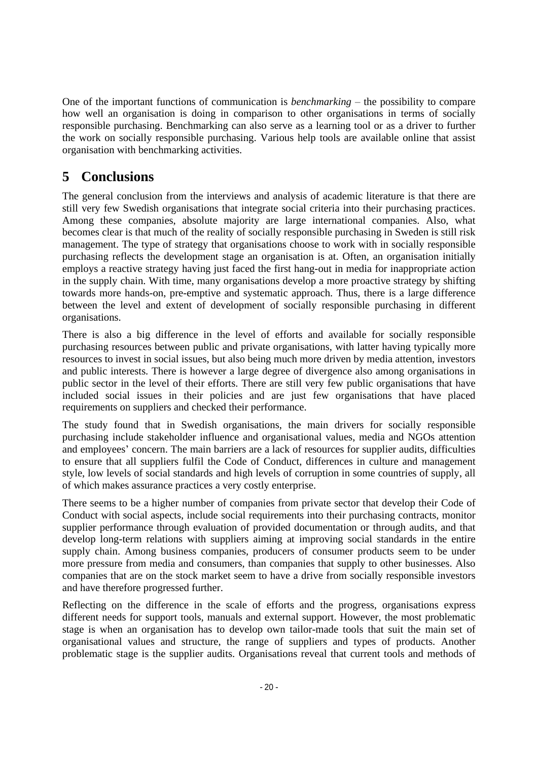One of the important functions of communication is *benchmarking* – the possibility to compare how well an organisation is doing in comparison to other organisations in terms of socially responsible purchasing. Benchmarking can also serve as a learning tool or as a driver to further the work on socially responsible purchasing. Various help tools are available online that assist organisation with benchmarking activities.

# 5 Conclusions

The general conclusion from the interviews and analysis of academic literature is that there are still very few Swedish organisations that integrate social criteria into their purchasing practices. Among these companies, absolute majority are large international companies. Also, what becomes clear is that much of the reality of socially responsible purchasing in Sweden is still risk management. The type of strategy that organisations choose to work with in socially responsible purchasing reflects the development stage an organisation is at. Often, an organisation initially employs a reactive strategy having just faced the first hang-out in media for inappropriate action in the supply chain. With time, many organisations develop a more proactive strategy by shifting towards more hands-on, pre-emptive and systematic approach. Thus, there is a large difference between the level and extent of development of socially responsible purchasing in different organisations.

There is also a big difference in the level of efforts and available for socially responsible purchasing resources between public and private organisations, with latter having typically more resources to invest in social issues, but also being much more driven by media attention, investors and public interests. There is however a large degree of divergence also among organisations in public sector in the level of their efforts. There are still very few public organisations that have included social issues in their policies and are just few organisations that have placed requirements on suppliers and checked their performance.

The study found that in Swedish organisations, the main drivers for socially responsible purchasing include stakeholder influence and organisational values, media and NGOs attention and employees' concern. The main barriers are a lack of resources for supplier audits, difficulties to ensure that all suppliers fulfil the Code of Conduct, differences in culture and management style, low levels of social standards and high levels of corruption in some countries of supply, all of which makes assurance practices a very costly enterprise.

There seems to be a higher number of companies from private sector that develop their Code of Conduct with social aspects, include social requirements into their purchasing contracts, monitor supplier performance through evaluation of provided documentation or through audits, and that develop long-term relations with suppliers aiming at improving social standards in the entire supply chain. Among business companies, producers of consumer products seem to be under more pressure from media and consumers, than companies that supply to other businesses. Also companies that are on the stock market seem to have a drive from socially responsible investors and have therefore progressed further.

Reflecting on the difference in the scale of efforts and the progress, organisations express different needs for support tools, manuals and external support. However, the most problematic stage is when an organisation has to develop own tailor-made tools that suit the main set of organisational values and structure, the range of suppliers and types of products. Another problematic stage is the supplier audits. Organisations reveal that current tools and methods of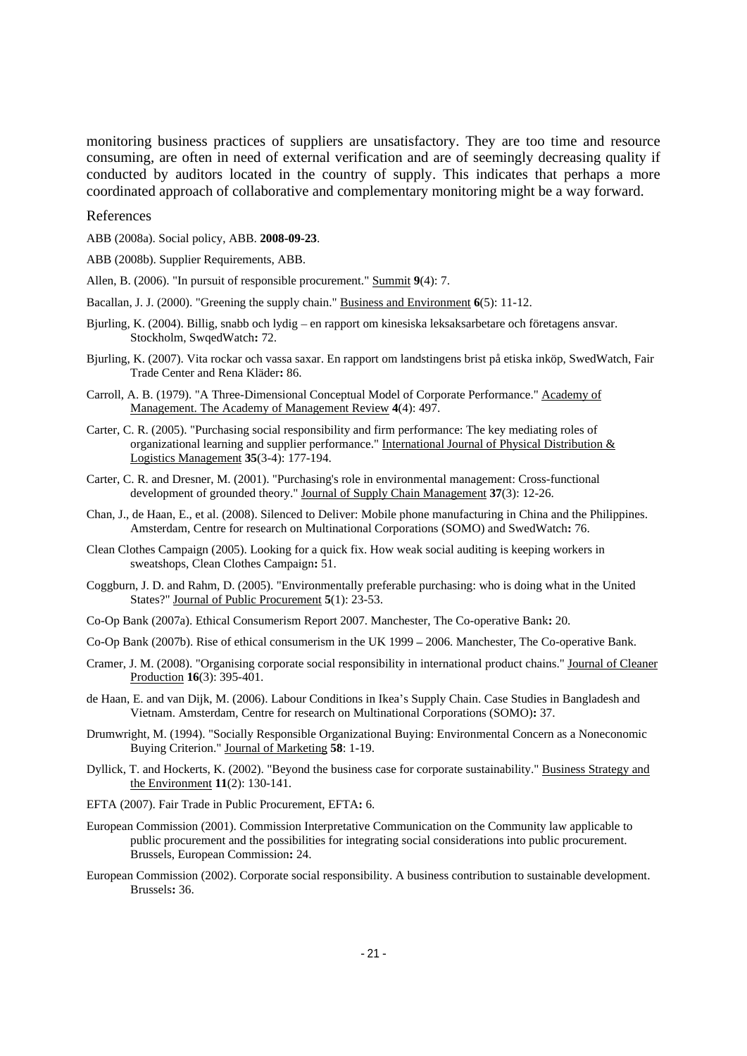monitoring business practices of suppliers are unsatisfactory. They are too time and resource consuming, are often in need of external verification and are of seemingly decreasing quality if conducted by auditors located in the country of supply. This indicates that perhaps a more coordinated approach of collaborative and complementary monitoring might be a way forward.

## References

ABB (2008a). Social policy, ABB. **2008-09-23**.

ABB (2008b). Supplier Requirements, ABB.

Allen, B. (2006). "In pursuit of responsible procurement." Summit **9**(4): 7.

Bacallan, J. J. (2000). "Greening the supply chain." Business and Environment **6**(5): 11-12.

Bjurling, K. (2004). Billig, snabb och lydig – en rapport om kinesiska leksaksarbetare och företagens ansvar. Stockholm, SwqedWatch**:** 72.

Bjurling, K. (2007). Vita rockar och vassa saxar. En rapport om landstingens brist på etiska inköp, SwedWatch, Fair Trade Center and Rena Kläder**:** 86.

Carroll, A. B. (1979). "A Three-Dimensional Conceptual Model of Corporate Performance." Academy of Management. The Academy of Management Review **4**(4): 497.

Carter, C. R. (2005). "Purchasing social responsibility and firm performance: The key mediating roles of organizational learning and supplier performance." International Journal of Physical Distribution & Logistics Management **35**(3-4): 177-194.

Carter, C. R. and Dresner, M. (2001). "Purchasing's role in environmental management: Cross-functional development of grounded theory." Journal of Supply Chain Management **37**(3): 12-26.

Chan, J., de Haan, E., et al. (2008). Silenced to Deliver: Mobile phone manufacturing in China and the Philippines. Amsterdam, Centre for research on Multinational Corporations (SOMO) and SwedWatch**:** 76.

Clean Clothes Campaign (2005). Looking for a quick fix. How weak social auditing is keeping workers in sweatshops, Clean Clothes Campaign**:** 51.

Coggburn, J. D. and Rahm, D. (2005). "Environmentally preferable purchasing: who is doing what in the United States?" Journal of Public Procurement **5**(1): 23-53.

Co-Op Bank (2007a). Ethical Consumerism Report 2007. Manchester, The Co-operative Bank**:** 20.

Co-Op Bank (2007b). Rise of ethical consumerism in the UK 1999 – 2006. Manchester, The Co-operative Bank.

Cramer, J. M. (2008). "Organising corporate social responsibility in international product chains." Journal of Cleaner Production **16**(3): 395-401.

de Haan, E. and van Dijk, M. (2006). Labour Conditions in Ikea's Supply Chain. Case Studies in Bangladesh and Vietnam. Amsterdam, Centre for research on Multinational Corporations (SOMO)**:** 37.

Drumwright, M. (1994). "Socially Responsible Organizational Buying: Environmental Concern as a Noneconomic Buying Criterion." Journal of Marketing **58**: 1-19.

Dyllick, T. and Hockerts, K. (2002). "Beyond the business case for corporate sustainability." Business Strategy and the Environment **11**(2): 130-141.

EFTA (2007). Fair Trade in Public Procurement, EFTA**:** 6.

European Commission (2001). Commission Interpretative Communication on the Community law applicable to public procurement and the possibilities for integrating social considerations into public procurement. Brussels, European Commission**:** 24.

European Commission (2002). Corporate social responsibility. A business contribution to sustainable development. Brussels**:** 36.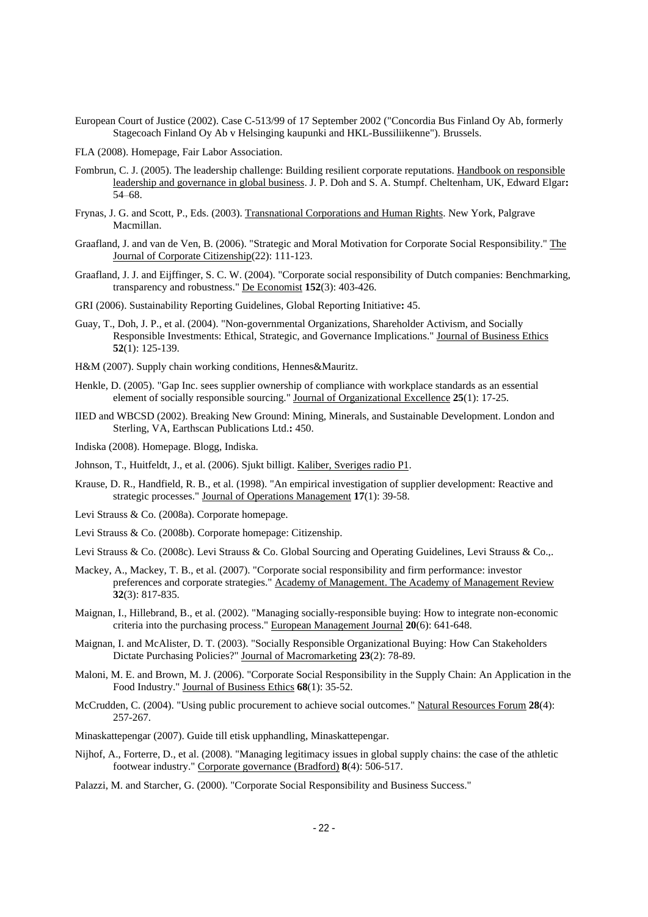European Court of Justice (2002). Case C-513/99 of 17 September 2002 ("Concordia Bus Finland Oy Ab, formerly Stagecoach Finland Oy Ab v Helsinging kaupunki and HKL-Bussiliikenne"). Brussels.

FLA (2008). Homepage, Fair Labor Association.

Fombrun, C. J. (2005). The leadership challenge: Building resilient corporate reputations. Handbook on responsible leadership and governance in global business. J. P. Doh and S. A. Stumpf. Cheltenham, UK, Edward Elgar**:** 54–68.

Frynas, J. G. and Scott, P., Eds. (2003). Transnational Corporations and Human Rights. New York, Palgrave Macmillan.

Graafland, J. and van de Ven, B. (2006). "Strategic and Moral Motivation for Corporate Social Responsibility." The Journal of Corporate Citizenship(22): 111-123.

Graafland, J. J. and Eijffinger, S. C. W. (2004). "Corporate social responsibility of Dutch companies: Benchmarking, transparency and robustness." De Economist **152**(3): 403-426.

GRI (2006). Sustainability Reporting Guidelines, Global Reporting Initiative**:** 45.

Guay, T., Doh, J. P., et al. (2004). "Non-governmental Organizations, Shareholder Activism, and Socially Responsible Investments: Ethical, Strategic, and Governance Implications." Journal of Business Ethics **52**(1): 125-139.

H&M (2007). Supply chain working conditions, Hennes&Mauritz.

Henkle, D. (2005). "Gap Inc. sees supplier ownership of compliance with workplace standards as an essential element of socially responsible sourcing." Journal of Organizational Excellence **25**(1): 17-25.

IIED and WBCSD (2002). Breaking New Ground: Mining, Minerals, and Sustainable Development. London and Sterling, VA, Earthscan Publications Ltd.**:** 450.

Indiska (2008). Homepage. Blogg, Indiska.

Johnson, T., Huitfeldt, J., et al. (2006). Sjukt billigt. Kaliber, Sveriges radio P1.

Krause, D. R., Handfield, R. B., et al. (1998). "An empirical investigation of supplier development: Reactive and strategic processes." Journal of Operations Management **17**(1): 39-58.

Levi Strauss & Co. (2008a). Corporate homepage.

Levi Strauss & Co. (2008b). Corporate homepage: Citizenship.

Levi Strauss & Co. (2008c). Levi Strauss & Co. Global Sourcing and Operating Guidelines, Levi Strauss & Co.,.

Mackey, A., Mackey, T. B., et al. (2007). "Corporate social responsibility and firm performance: investor preferences and corporate strategies." Academy of Management. The Academy of Management Review **32**(3): 817-835.

Maignan, I., Hillebrand, B., et al. (2002). "Managing socially-responsible buying: How to integrate non-economic criteria into the purchasing process." European Management Journal **20**(6): 641-648.

Maignan, I. and McAlister, D. T. (2003). "Socially Responsible Organizational Buying: How Can Stakeholders Dictate Purchasing Policies?" Journal of Macromarketing **23**(2): 78-89.

Maloni, M. E. and Brown, M. J. (2006). "Corporate Social Responsibility in the Supply Chain: An Application in the Food Industry." Journal of Business Ethics **68**(1): 35-52.

McCrudden, C. (2004). "Using public procurement to achieve social outcomes." Natural Resources Forum **28**(4): 257-267.

Minaskattepengar (2007). Guide till etisk upphandling, Minaskattepengar.

Nijhof, A., Forterre, D., et al. (2008). "Managing legitimacy issues in global supply chains: the case of the athletic footwear industry." Corporate governance (Bradford) **8**(4): 506-517.

Palazzi, M. and Starcher, G. (2000). "Corporate Social Responsibility and Business Success."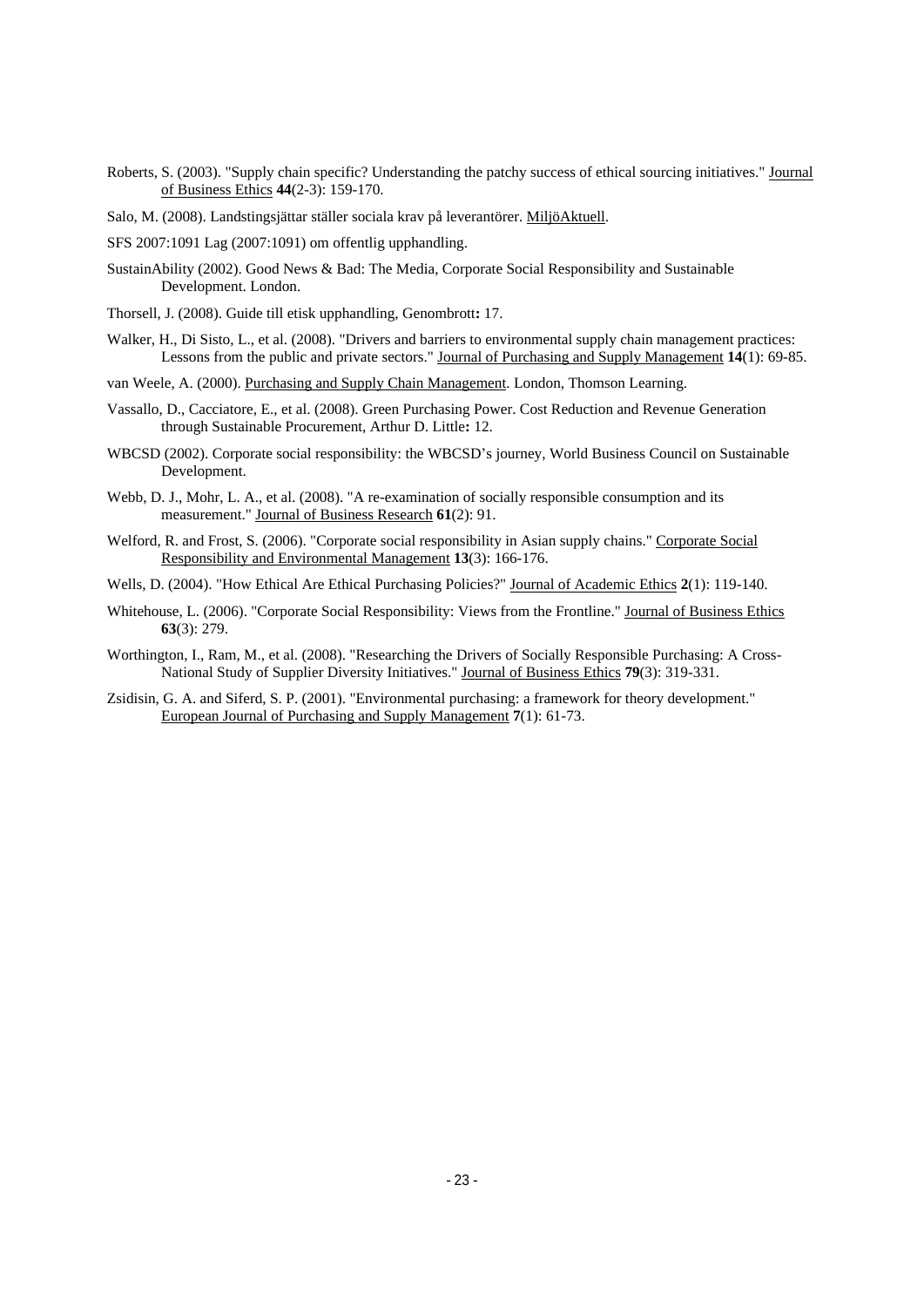Roberts, S. (2003). "Supply chain specific? Understanding the patchy success of ethical sourcing initiatives." Journal of Business Ethics **44**(2-3): 159-170.

Salo, M. (2008). Landstingsjättar ställer sociala krav på leverantörer. MiljöAktuell.

SFS 2007:1091 Lag (2007:1091) om offentlig upphandling.

SustainAbility (2002). Good News & Bad: The Media, Corporate Social Responsibility and Sustainable Development. London.

Thorsell, J. (2008). Guide till etisk upphandling, Genombrott**:** 17.

Walker, H., Di Sisto, L., et al. (2008). "Drivers and barriers to environmental supply chain management practices: Lessons from the public and private sectors." Journal of Purchasing and Supply Management **14**(1): 69-85.

van Weele, A. (2000). Purchasing and Supply Chain Management. London, Thomson Learning.

Vassallo, D., Cacciatore, E., et al. (2008). Green Purchasing Power. Cost Reduction and Revenue Generation through Sustainable Procurement, Arthur D. Little**:** 12.

WBCSD (2002). Corporate social responsibility: the WBCSD's journey, World Business Council on Sustainable Development.

Webb, D. J., Mohr, L. A., et al. (2008). "A re-examination of socially responsible consumption and its measurement." Journal of Business Research **61**(2): 91.

Welford, R. and Frost, S. (2006). "Corporate social responsibility in Asian supply chains." Corporate Social Responsibility and Environmental Management **13**(3): 166-176.

Wells, D. (2004). "How Ethical Are Ethical Purchasing Policies?" Journal of Academic Ethics **2**(1): 119-140.

Whitehouse, L. (2006). "Corporate Social Responsibility: Views from the Frontline." Journal of Business Ethics **63**(3): 279.

Worthington, I., Ram, M., et al. (2008). "Researching the Drivers of Socially Responsible Purchasing: A Cross-National Study of Supplier Diversity Initiatives." Journal of Business Ethics **79**(3): 319-331.

Zsidisin, G. A. and Siferd, S. P. (2001). "Environmental purchasing: a framework for theory development." European Journal of Purchasing and Supply Management **7**(1): 61-73.